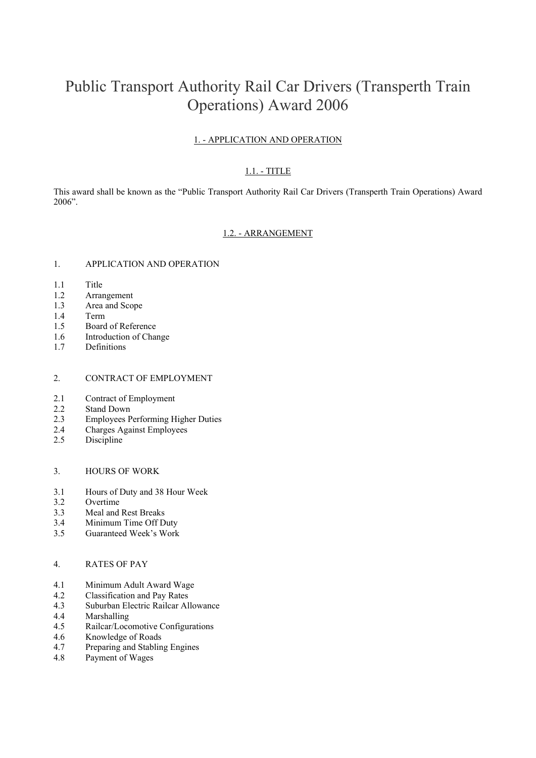# Public Transport Authority Rail Car Drivers (Transperth Train Operations) Award 2006

## 1. - APPLICATION AND OPERATION

### 1.1. - TITLE

This award shall be known as the "Public Transport Authority Rail Car Drivers (Transperth Train Operations) Award 2006".

### 1.2. - ARRANGEMENT

1. APPLICATION AND OPERATION

- 1.1 Title
- 1.2 Arrangement
- 1.3 Area and Scope
- 1.4 Term
- 1.5 Board of Reference
- 1.6 Introduction of Change
- 1.7 Definitions

2. CONTRACT OF EMPLOYMENT

- 2.1 Contract of Employment
- 2.2 Stand Down
- 2.3 Employees Performing Higher Duties
- 2.4 Charges Against Employees
- 2.5 Discipline

3. HOURS OF WORK

- 3.1 Hours of Duty and 38 Hour Week
- 3.2 Overtime
- 3.3 Meal and Rest Breaks
- 3.4 Minimum Time Off Duty
- 3.5 Guaranteed Week's Work

4. RATES OF PAY

- 4.1 Minimum Adult Award Wage
- 4.2 Classification and Pay Rates
- 4.3 Suburban Electric Railcar Allowance
- 4.4 Marshalling
- 4.5 Railcar/Locomotive Configurations
- 4.6 Knowledge of Roads
- 4.7 Preparing and Stabling Engines
- 4.8 Payment of Wages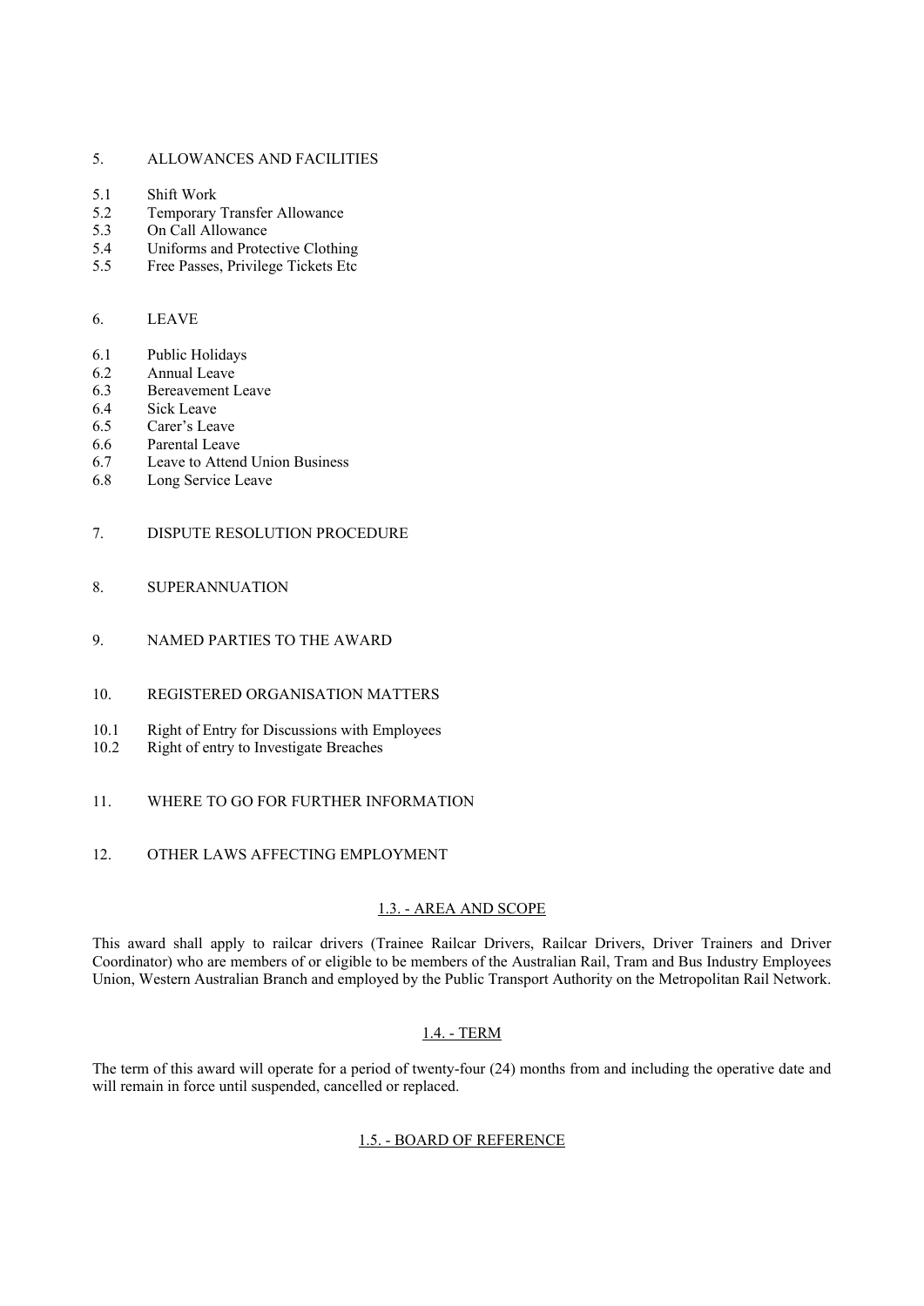5. ALLOWANCES AND FACILITIES

5.1 Shift Work
5.2 Temporary Transfer Allowance
5.3 On Call Allowance
5.4 Uniforms and Protective Clothing
5.5 Free Passes, Privilege Tickets Etc

6. LEAVE

6.1 Public Holidays
6.2 Annual Leave
6.3 Bereavement Leave
6.4 Sick Leave
6.5 Carer's Leave
6.6 Parental Leave
6.7 Leave to Attend Union Business
6.8 Long Service Leave

7. DISPUTE RESOLUTION PROCEDURE

8. SUPERANNUATION

9. NAMED PARTIES TO THE AWARD

10. REGISTERED ORGANISATION MATTERS

10.1 Right of Entry for Discussions with Employees
10.2 Right of entry to Investigate Breaches

11. WHERE TO GO FOR FURTHER INFORMATION

12. OTHER LAWS AFFECTING EMPLOYMENT

## 1.3. - AREA AND SCOPE

This award shall apply to railcar drivers (Trainee Railcar Drivers, Railcar Drivers, Driver Trainers and Driver Coordinator) who are members of or eligible to be members of the Australian Rail, Tram and Bus Industry Employees Union, Western Australian Branch and employed by the Public Transport Authority on the Metropolitan Rail Network.

## 1.4. - TERM

The term of this award will operate for a period of twenty-four (24) months from and including the operative date and will remain in force until suspended, cancelled or replaced.

## 1.5. - BOARD OF REFERENCE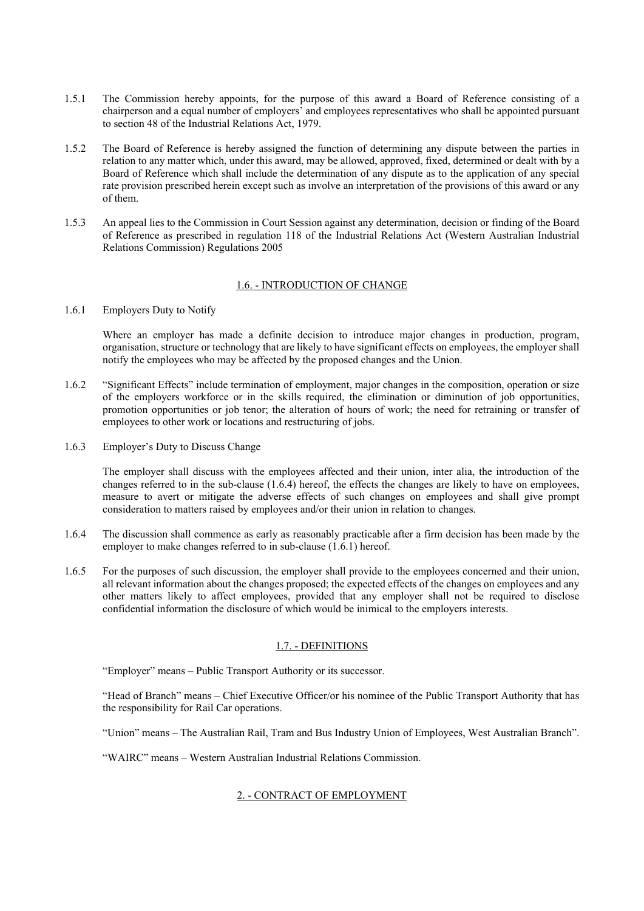1.5.1 The Commission hereby appoints, for the purpose of this award a Board of Reference consisting of a chairperson and a equal number of employers' and employees representatives who shall be appointed pursuant to section 48 of the Industrial Relations Act, 1979.

1.5.2 The Board of Reference is hereby assigned the function of determining any dispute between the parties in relation to any matter which, under this award, may be allowed, approved, fixed, determined or dealt with by a Board of Reference which shall include the determination of any dispute as to the application of any special rate provision prescribed herein except such as involve an interpretation of the provisions of this award or any of them.

1.5.3 An appeal lies to the Commission in Court Session against any determination, decision or finding of the Board of Reference as prescribed in regulation 118 of the Industrial Relations Act (Western Australian Industrial Relations Commission) Regulations 2005

## 1.6. - INTRODUCTION OF CHANGE

1.6.1 Employers Duty to Notify

Where an employer has made a definite decision to introduce major changes in production, program, organisation, structure or technology that are likely to have significant effects on employees, the employer shall notify the employees who may be affected by the proposed changes and the Union.

1.6.2 "Significant Effects" include termination of employment, major changes in the composition, operation or size of the employers workforce or in the skills required, the elimination or diminution of job opportunities, promotion opportunities or job tenor; the alteration of hours of work; the need for retraining or transfer of employees to other work or locations and restructuring of jobs.

1.6.3 Employer's Duty to Discuss Change

The employer shall discuss with the employees affected and their union, inter alia, the introduction of the changes referred to in the sub-clause (1.6.4) hereof, the effects the changes are likely to have on employees, measure to avert or mitigate the adverse effects of such changes on employees and shall give prompt consideration to matters raised by employees and/or their union in relation to changes.

1.6.4 The discussion shall commence as early as reasonably practicable after a firm decision has been made by the employer to make changes referred to in sub-clause (1.6.1) hereof.

1.6.5 For the purposes of such discussion, the employer shall provide to the employees concerned and their union, all relevant information about the changes proposed; the expected effects of the changes on employees and any other matters likely to affect employees, provided that any employer shall not be required to disclose confidential information the disclosure of which would be inimical to the employers interests.

## 1.7. - DEFINITIONS

"Employer" means – Public Transport Authority or its successor.

"Head of Branch" means – Chief Executive Officer/or his nominee of the Public Transport Authority that has the responsibility for Rail Car operations.

"Union" means – The Australian Rail, Tram and Bus Industry Union of Employees, West Australian Branch".

"WAIRC" means – Western Australian Industrial Relations Commission.

## 2. - CONTRACT OF EMPLOYMENT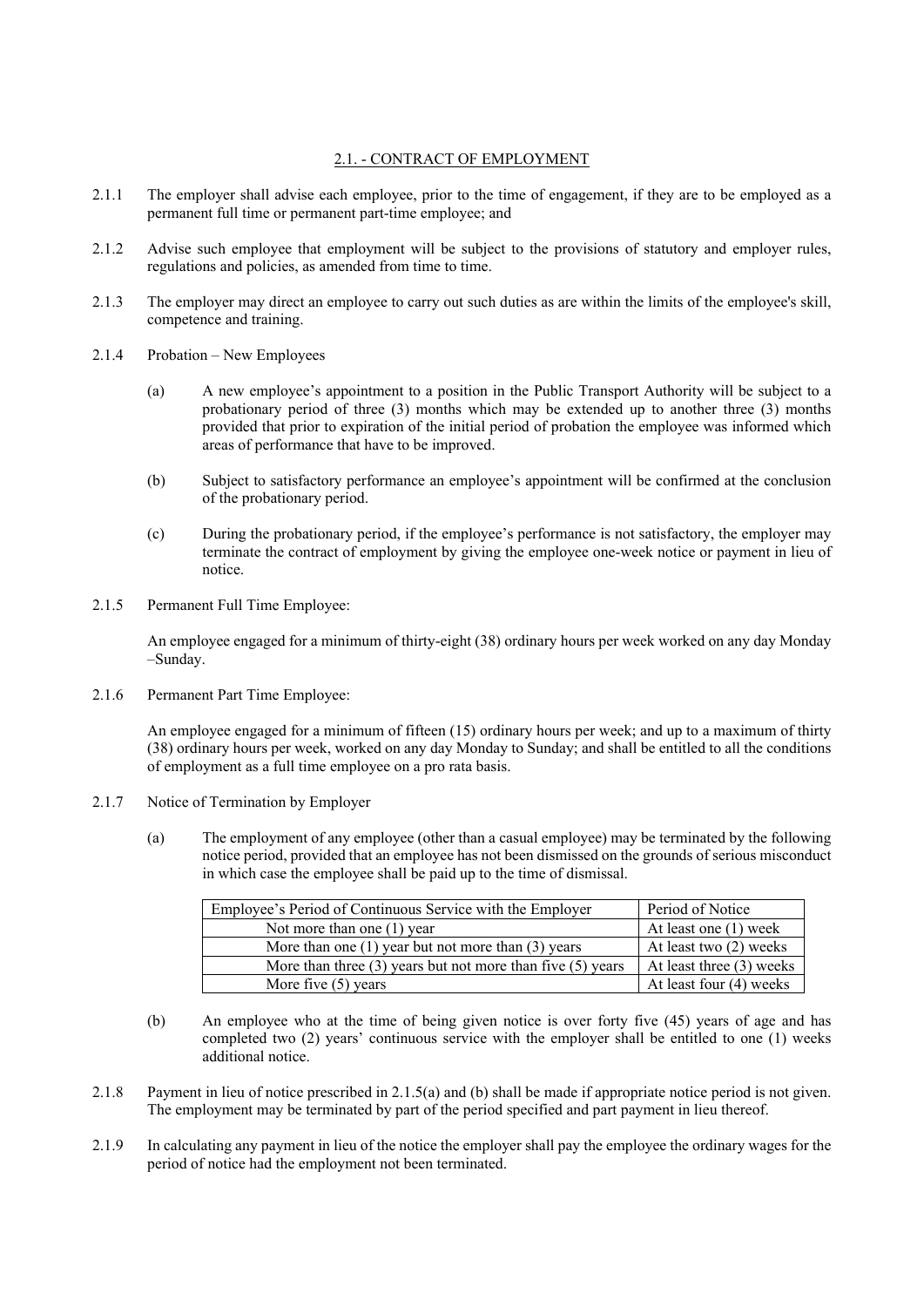## 2.1. - CONTRACT OF EMPLOYMENT

2.1.1 The employer shall advise each employee, prior to the time of engagement, if they are to be employed as a permanent full time or permanent part-time employee; and

2.1.2 Advise such employee that employment will be subject to the provisions of statutory and employer rules, regulations and policies, as amended from time to time.

2.1.3 The employer may direct an employee to carry out such duties as are within the limits of the employee's skill, competence and training.

2.1.4 Probation – New Employees

(a) A new employee's appointment to a position in the Public Transport Authority will be subject to a probationary period of three (3) months which may be extended up to another three (3) months provided that prior to expiration of the initial period of probation the employee was informed which areas of performance that have to be improved.

(b) Subject to satisfactory performance an employee's appointment will be confirmed at the conclusion of the probationary period.

(c) During the probationary period, if the employee's performance is not satisfactory, the employer may terminate the contract of employment by giving the employee one-week notice or payment in lieu of notice.

2.1.5 Permanent Full Time Employee:

An employee engaged for a minimum of thirty-eight (38) ordinary hours per week worked on any day Monday –Sunday.

2.1.6 Permanent Part Time Employee:

An employee engaged for a minimum of fifteen (15) ordinary hours per week; and up to a maximum of thirty (38) ordinary hours per week, worked on any day Monday to Sunday; and shall be entitled to all the conditions of employment as a full time employee on a pro rata basis.

2.1.7 Notice of Termination by Employer

(a) The employment of any employee (other than a casual employee) may be terminated by the following notice period, provided that an employee has not been dismissed on the grounds of serious misconduct in which case the employee shall be paid up to the time of dismissal.

| Employee's Period of Continuous Service with the Employer | Period of Notice |
|---|---|
| Not more than one (1) year | At least one (1) week |
| More than one (1) year but not more than (3) years | At least two (2) weeks |
| More than three (3) years but not more than five (5) years | At least three (3) weeks |
| More five (5) years | At least four (4) weeks |

(b) An employee who at the time of being given notice is over forty five (45) years of age and has completed two (2) years' continuous service with the employer shall be entitled to one (1) weeks additional notice.

2.1.8 Payment in lieu of notice prescribed in 2.1.5(a) and (b) shall be made if appropriate notice period is not given. The employment may be terminated by part of the period specified and part payment in lieu thereof.

2.1.9 In calculating any payment in lieu of the notice the employer shall pay the employee the ordinary wages for the period of notice had the employment not been terminated.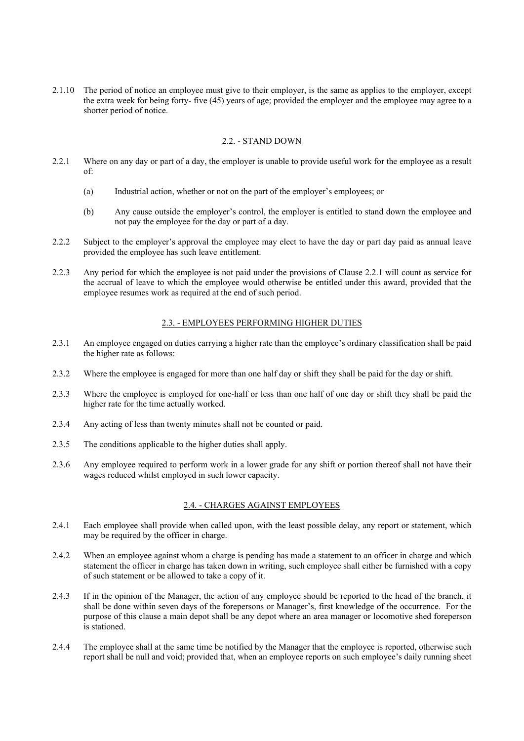2.1.10 The period of notice an employee must give to their employer, is the same as applies to the employer, except the extra week for being forty- five (45) years of age; provided the employer and the employee may agree to a shorter period of notice.

## 2.2. - STAND DOWN

2.2.1 Where on any day or part of a day, the employer is unable to provide useful work for the employee as a result of:

(a) Industrial action, whether or not on the part of the employer's employees; or

(b) Any cause outside the employer's control, the employer is entitled to stand down the employee and not pay the employee for the day or part of a day.

2.2.2 Subject to the employer's approval the employee may elect to have the day or part day paid as annual leave provided the employee has such leave entitlement.

2.2.3 Any period for which the employee is not paid under the provisions of Clause 2.2.1 will count as service for the accrual of leave to which the employee would otherwise be entitled under this award, provided that the employee resumes work as required at the end of such period.

## 2.3. - EMPLOYEES PERFORMING HIGHER DUTIES

2.3.1 An employee engaged on duties carrying a higher rate than the employee's ordinary classification shall be paid the higher rate as follows:

2.3.2 Where the employee is engaged for more than one half day or shift they shall be paid for the day or shift.

2.3.3 Where the employee is employed for one-half or less than one half of one day or shift they shall be paid the higher rate for the time actually worked.

2.3.4 Any acting of less than twenty minutes shall not be counted or paid.

2.3.5 The conditions applicable to the higher duties shall apply.

2.3.6 Any employee required to perform work in a lower grade for any shift or portion thereof shall not have their wages reduced whilst employed in such lower capacity.

## 2.4. - CHARGES AGAINST EMPLOYEES

2.4.1 Each employee shall provide when called upon, with the least possible delay, any report or statement, which may be required by the officer in charge.

2.4.2 When an employee against whom a charge is pending has made a statement to an officer in charge and which statement the officer in charge has taken down in writing, such employee shall either be furnished with a copy of such statement or be allowed to take a copy of it.

2.4.3 If in the opinion of the Manager, the action of any employee should be reported to the head of the branch, it shall be done within seven days of the forepersons or Manager's, first knowledge of the occurrence. For the purpose of this clause a main depot shall be any depot where an area manager or locomotive shed foreperson is stationed.

2.4.4 The employee shall at the same time be notified by the Manager that the employee is reported, otherwise such report shall be null and void; provided that, when an employee reports on such employee's daily running sheet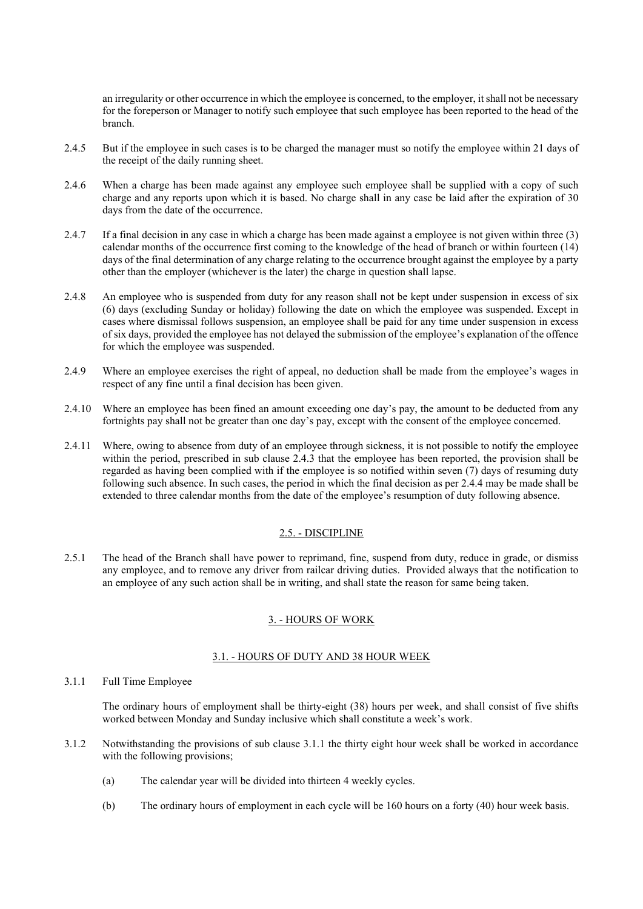an irregularity or other occurrence in which the employee is concerned, to the employer, it shall not be necessary for the foreperson or Manager to notify such employee that such employee has been reported to the head of the branch.

2.4.5 But if the employee in such cases is to be charged the manager must so notify the employee within 21 days of the receipt of the daily running sheet.

2.4.6 When a charge has been made against any employee such employee shall be supplied with a copy of such charge and any reports upon which it is based. No charge shall in any case be laid after the expiration of 30 days from the date of the occurrence.

2.4.7 If a final decision in any case in which a charge has been made against a employee is not given within three (3) calendar months of the occurrence first coming to the knowledge of the head of branch or within fourteen (14) days of the final determination of any charge relating to the occurrence brought against the employee by a party other than the employer (whichever is the later) the charge in question shall lapse.

2.4.8 An employee who is suspended from duty for any reason shall not be kept under suspension in excess of six (6) days (excluding Sunday or holiday) following the date on which the employee was suspended. Except in cases where dismissal follows suspension, an employee shall be paid for any time under suspension in excess of six days, provided the employee has not delayed the submission of the employee's explanation of the offence for which the employee was suspended.

2.4.9 Where an employee exercises the right of appeal, no deduction shall be made from the employee's wages in respect of any fine until a final decision has been given.

2.4.10 Where an employee has been fined an amount exceeding one day's pay, the amount to be deducted from any fortnights pay shall not be greater than one day's pay, except with the consent of the employee concerned.

2.4.11 Where, owing to absence from duty of an employee through sickness, it is not possible to notify the employee within the period, prescribed in sub clause 2.4.3 that the employee has been reported, the provision shall be regarded as having been complied with if the employee is so notified within seven (7) days of resuming duty following such absence. In such cases, the period in which the final decision as per 2.4.4 may be made shall be extended to three calendar months from the date of the employee's resumption of duty following absence.

## 2.5. - DISCIPLINE

2.5.1 The head of the Branch shall have power to reprimand, fine, suspend from duty, reduce in grade, or dismiss any employee, and to remove any driver from railcar driving duties. Provided always that the notification to an employee of any such action shall be in writing, and shall state the reason for same being taken.

# 3. - HOURS OF WORK

## 3.1. - HOURS OF DUTY AND 38 HOUR WEEK

3.1.1 Full Time Employee

The ordinary hours of employment shall be thirty-eight (38) hours per week, and shall consist of five shifts worked between Monday and Sunday inclusive which shall constitute a week's work.

3.1.2 Notwithstanding the provisions of sub clause 3.1.1 the thirty eight hour week shall be worked in accordance with the following provisions;

(a) The calendar year will be divided into thirteen 4 weekly cycles.

(b) The ordinary hours of employment in each cycle will be 160 hours on a forty (40) hour week basis.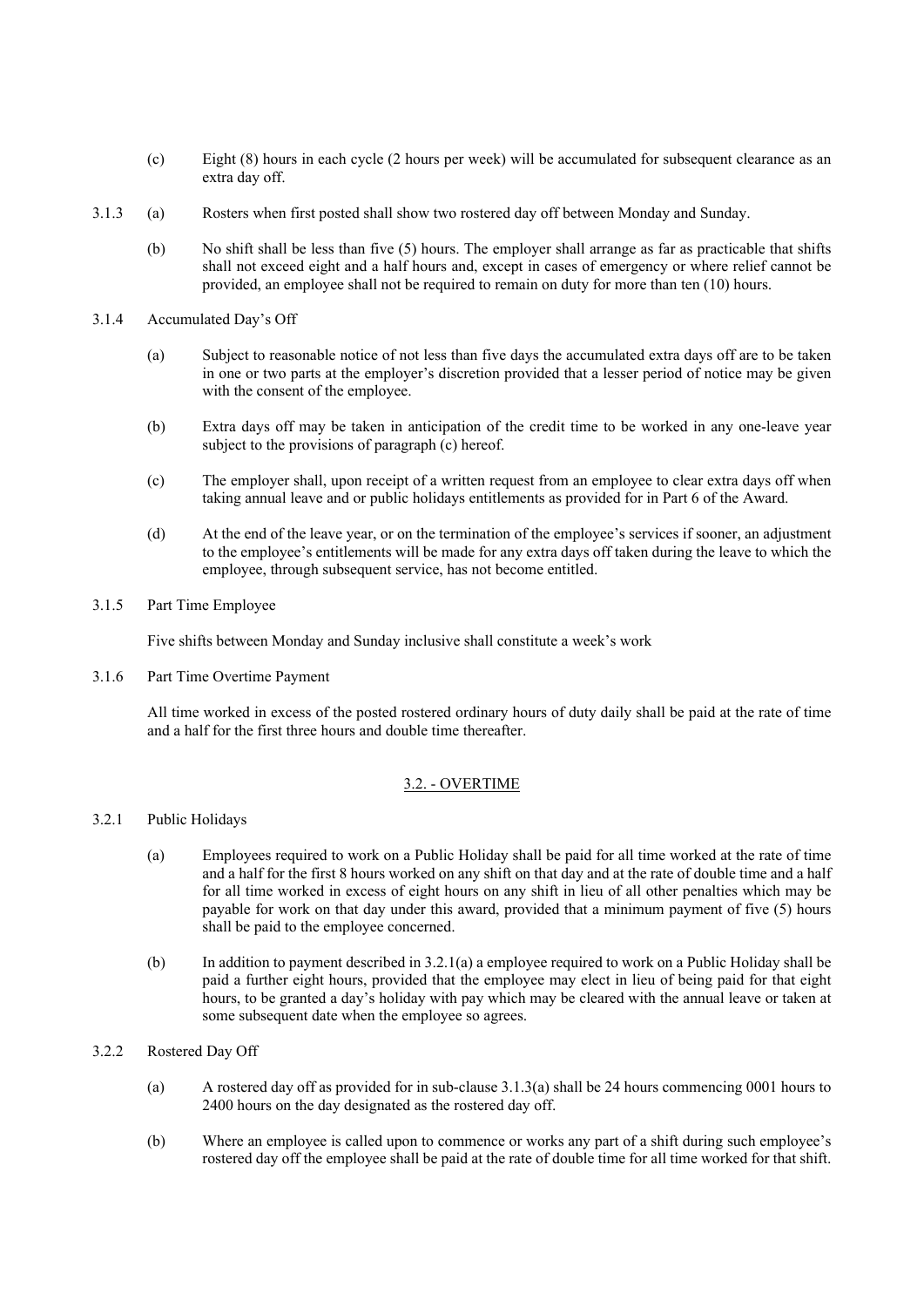(c) Eight (8) hours in each cycle (2 hours per week) will be accumulated for subsequent clearance as an extra day off.

3.1.3 (a) Rosters when first posted shall show two rostered day off between Monday and Sunday.

(b) No shift shall be less than five (5) hours. The employer shall arrange as far as practicable that shifts shall not exceed eight and a half hours and, except in cases of emergency or where relief cannot be provided, an employee shall not be required to remain on duty for more than ten (10) hours.

3.1.4 Accumulated Day's Off

(a) Subject to reasonable notice of not less than five days the accumulated extra days off are to be taken in one or two parts at the employer's discretion provided that a lesser period of notice may be given with the consent of the employee.

(b) Extra days off may be taken in anticipation of the credit time to be worked in any one-leave year subject to the provisions of paragraph (c) hereof.

(c) The employer shall, upon receipt of a written request from an employee to clear extra days off when taking annual leave and or public holidays entitlements as provided for in Part 6 of the Award.

(d) At the end of the leave year, or on the termination of the employee's services if sooner, an adjustment to the employee's entitlements will be made for any extra days off taken during the leave to which the employee, through subsequent service, has not become entitled.

3.1.5 Part Time Employee

Five shifts between Monday and Sunday inclusive shall constitute a week's work

3.1.6 Part Time Overtime Payment

All time worked in excess of the posted rostered ordinary hours of duty daily shall be paid at the rate of time and a half for the first three hours and double time thereafter.

## 3.2. - OVERTIME

3.2.1 Public Holidays

(a) Employees required to work on a Public Holiday shall be paid for all time worked at the rate of time and a half for the first 8 hours worked on any shift on that day and at the rate of double time and a half for all time worked in excess of eight hours on any shift in lieu of all other penalties which may be payable for work on that day under this award, provided that a minimum payment of five (5) hours shall be paid to the employee concerned.

(b) In addition to payment described in 3.2.1(a) a employee required to work on a Public Holiday shall be paid a further eight hours, provided that the employee may elect in lieu of being paid for that eight hours, to be granted a day's holiday with pay which may be cleared with the annual leave or taken at some subsequent date when the employee so agrees.

3.2.2 Rostered Day Off

(a) A rostered day off as provided for in sub-clause 3.1.3(a) shall be 24 hours commencing 0001 hours to 2400 hours on the day designated as the rostered day off.

(b) Where an employee is called upon to commence or works any part of a shift during such employee's rostered day off the employee shall be paid at the rate of double time for all time worked for that shift.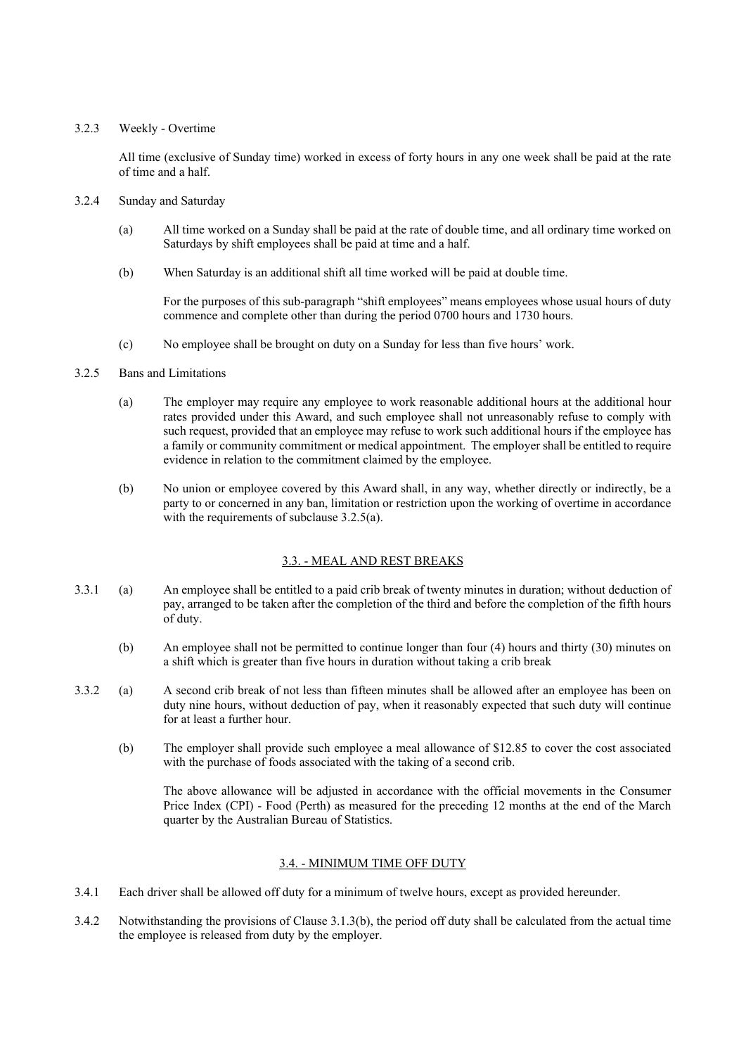3.2.3 Weekly - Overtime

All time (exclusive of Sunday time) worked in excess of forty hours in any one week shall be paid at the rate of time and a half.

3.2.4 Sunday and Saturday

(a) All time worked on a Sunday shall be paid at the rate of double time, and all ordinary time worked on Saturdays by shift employees shall be paid at time and a half.

(b) When Saturday is an additional shift all time worked will be paid at double time.

For the purposes of this sub-paragraph "shift employees" means employees whose usual hours of duty commence and complete other than during the period 0700 hours and 1730 hours.

(c) No employee shall be brought on duty on a Sunday for less than five hours' work.

3.2.5 Bans and Limitations

(a) The employer may require any employee to work reasonable additional hours at the additional hour rates provided under this Award, and such employee shall not unreasonably refuse to comply with such request, provided that an employee may refuse to work such additional hours if the employee has a family or community commitment or medical appointment. The employer shall be entitled to require evidence in relation to the commitment claimed by the employee.

(b) No union or employee covered by this Award shall, in any way, whether directly or indirectly, be a party to or concerned in any ban, limitation or restriction upon the working of overtime in accordance with the requirements of subclause 3.2.5(a).

## 3.3. - MEAL AND REST BREAKS

3.3.1 (a) An employee shall be entitled to a paid crib break of twenty minutes in duration; without deduction of pay, arranged to be taken after the completion of the third and before the completion of the fifth hours of duty.

(b) An employee shall not be permitted to continue longer than four (4) hours and thirty (30) minutes on a shift which is greater than five hours in duration without taking a crib break

3.3.2 (a) A second crib break of not less than fifteen minutes shall be allowed after an employee has been on duty nine hours, without deduction of pay, when it reasonably expected that such duty will continue for at least a further hour.

(b) The employer shall provide such employee a meal allowance of $12.85 to cover the cost associated with the purchase of foods associated with the taking of a second crib.

The above allowance will be adjusted in accordance with the official movements in the Consumer Price Index (CPI) - Food (Perth) as measured for the preceding 12 months at the end of the March quarter by the Australian Bureau of Statistics.

## 3.4. - MINIMUM TIME OFF DUTY

3.4.1 Each driver shall be allowed off duty for a minimum of twelve hours, except as provided hereunder.

3.4.2 Notwithstanding the provisions of Clause 3.1.3(b), the period off duty shall be calculated from the actual time the employee is released from duty by the employer.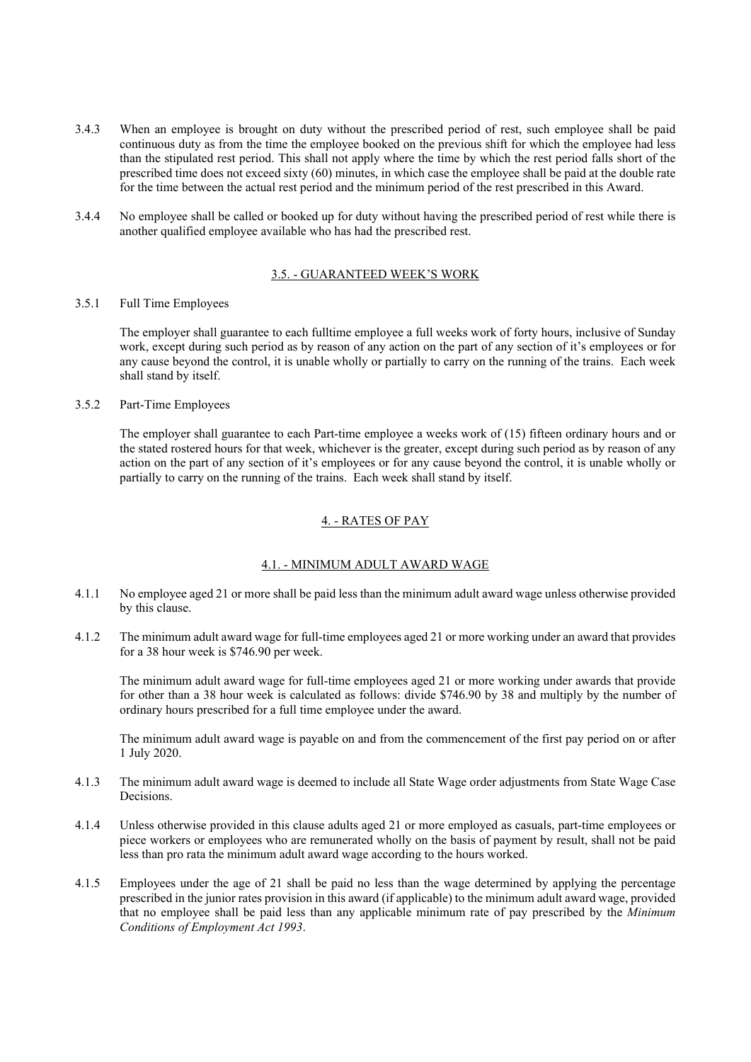3.4.3 When an employee is brought on duty without the prescribed period of rest, such employee shall be paid continuous duty as from the time the employee booked on the previous shift for which the employee had less than the stipulated rest period. This shall not apply where the time by which the rest period falls short of the prescribed time does not exceed sixty (60) minutes, in which case the employee shall be paid at the double rate for the time between the actual rest period and the minimum period of the rest prescribed in this Award.

3.4.4 No employee shall be called or booked up for duty without having the prescribed period of rest while there is another qualified employee available who has had the prescribed rest.

## 3.5. - GUARANTEED WEEK'S WORK

3.5.1 Full Time Employees

The employer shall guarantee to each fulltime employee a full weeks work of forty hours, inclusive of Sunday work, except during such period as by reason of any action on the part of any section of it's employees or for any cause beyond the control, it is unable wholly or partially to carry on the running of the trains. Each week shall stand by itself.

3.5.2 Part-Time Employees

The employer shall guarantee to each Part-time employee a weeks work of (15) fifteen ordinary hours and or the stated rostered hours for that week, whichever is the greater, except during such period as by reason of any action on the part of any section of it's employees or for any cause beyond the control, it is unable wholly or partially to carry on the running of the trains. Each week shall stand by itself.

# 4. - RATES OF PAY

## 4.1. - MINIMUM ADULT AWARD WAGE

4.1.1 No employee aged 21 or more shall be paid less than the minimum adult award wage unless otherwise provided by this clause.

4.1.2 The minimum adult award wage for full-time employees aged 21 or more working under an award that provides for a 38 hour week is $746.90 per week.

The minimum adult award wage for full-time employees aged 21 or more working under awards that provide for other than a 38 hour week is calculated as follows: divide $746.90 by 38 and multiply by the number of ordinary hours prescribed for a full time employee under the award.

The minimum adult award wage is payable on and from the commencement of the first pay period on or after 1 July 2020.

4.1.3 The minimum adult award wage is deemed to include all State Wage order adjustments from State Wage Case Decisions.

4.1.4 Unless otherwise provided in this clause adults aged 21 or more employed as casuals, part-time employees or piece workers or employees who are remunerated wholly on the basis of payment by result, shall not be paid less than pro rata the minimum adult award wage according to the hours worked.

4.1.5 Employees under the age of 21 shall be paid no less than the wage determined by applying the percentage prescribed in the junior rates provision in this award (if applicable) to the minimum adult award wage, provided that no employee shall be paid less than any applicable minimum rate of pay prescribed by the *Minimum Conditions of Employment Act 1993*.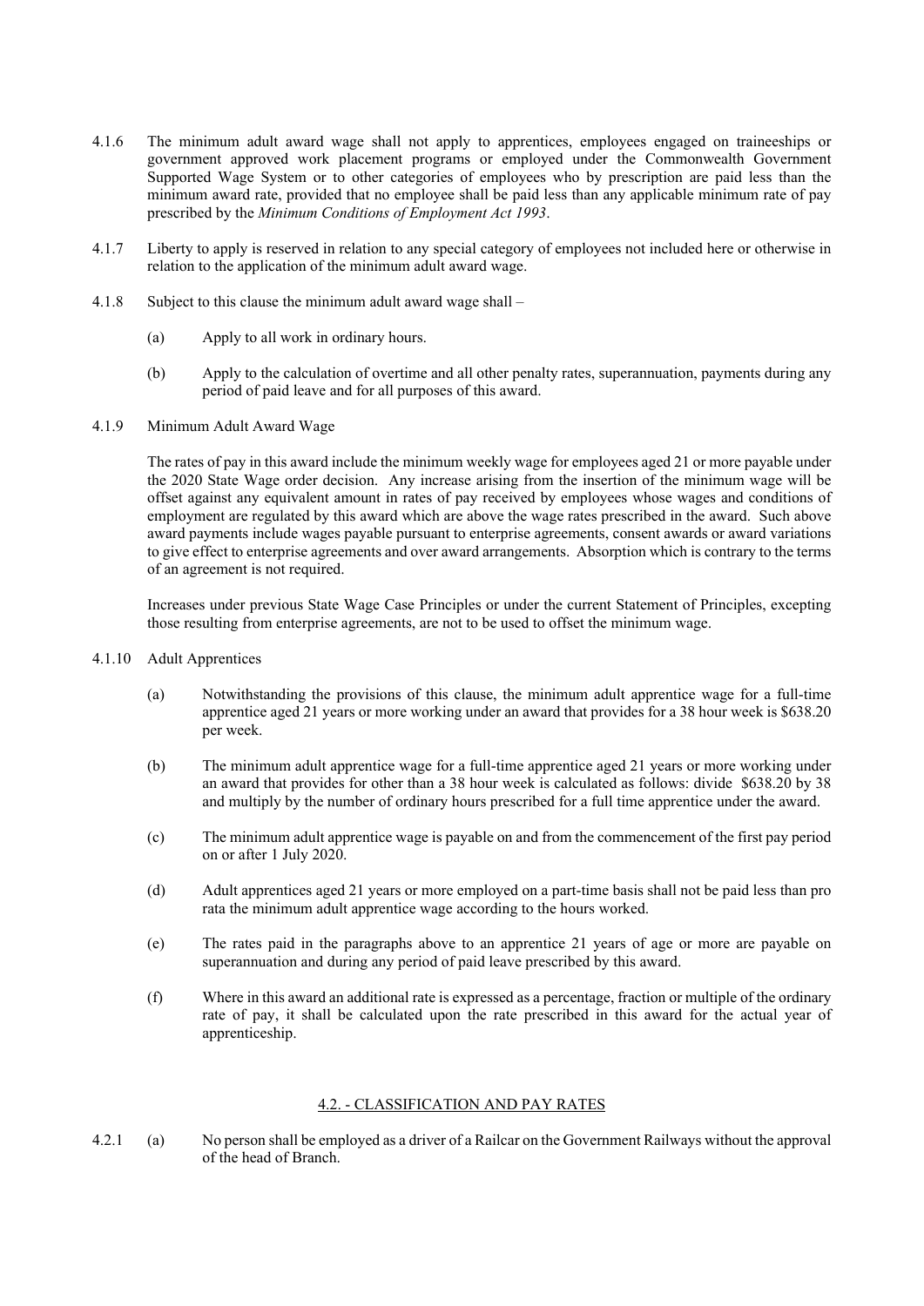4.1.6 The minimum adult award wage shall not apply to apprentices, employees engaged on traineeships or government approved work placement programs or employed under the Commonwealth Government Supported Wage System or to other categories of employees who by prescription are paid less than the minimum award rate, provided that no employee shall be paid less than any applicable minimum rate of pay prescribed by the *Minimum Conditions of Employment Act 1993*.

4.1.7 Liberty to apply is reserved in relation to any special category of employees not included here or otherwise in relation to the application of the minimum adult award wage.

4.1.8 Subject to this clause the minimum adult award wage shall –

(a) Apply to all work in ordinary hours.

(b) Apply to the calculation of overtime and all other penalty rates, superannuation, payments during any period of paid leave and for all purposes of this award.

4.1.9 Minimum Adult Award Wage

The rates of pay in this award include the minimum weekly wage for employees aged 21 or more payable under the 2020 State Wage order decision. Any increase arising from the insertion of the minimum wage will be offset against any equivalent amount in rates of pay received by employees whose wages and conditions of employment are regulated by this award which are above the wage rates prescribed in the award. Such above award payments include wages payable pursuant to enterprise agreements, consent awards or award variations to give effect to enterprise agreements and over award arrangements. Absorption which is contrary to the terms of an agreement is not required.

Increases under previous State Wage Case Principles or under the current Statement of Principles, excepting those resulting from enterprise agreements, are not to be used to offset the minimum wage.

4.1.10 Adult Apprentices

(a) Notwithstanding the provisions of this clause, the minimum adult apprentice wage for a full-time apprentice aged 21 years or more working under an award that provides for a 38 hour week is $638.20 per week.

(b) The minimum adult apprentice wage for a full-time apprentice aged 21 years or more working under an award that provides for other than a 38 hour week is calculated as follows: divide $638.20 by 38 and multiply by the number of ordinary hours prescribed for a full time apprentice under the award.

(c) The minimum adult apprentice wage is payable on and from the commencement of the first pay period on or after 1 July 2020.

(d) Adult apprentices aged 21 years or more employed on a part-time basis shall not be paid less than pro rata the minimum adult apprentice wage according to the hours worked.

(e) The rates paid in the paragraphs above to an apprentice 21 years of age or more are payable on superannuation and during any period of paid leave prescribed by this award.

(f) Where in this award an additional rate is expressed as a percentage, fraction or multiple of the ordinary rate of pay, it shall be calculated upon the rate prescribed in this award for the actual year of apprenticeship.

## 4.2. - CLASSIFICATION AND PAY RATES

4.2.1 (a) No person shall be employed as a driver of a Railcar on the Government Railways without the approval of the head of Branch.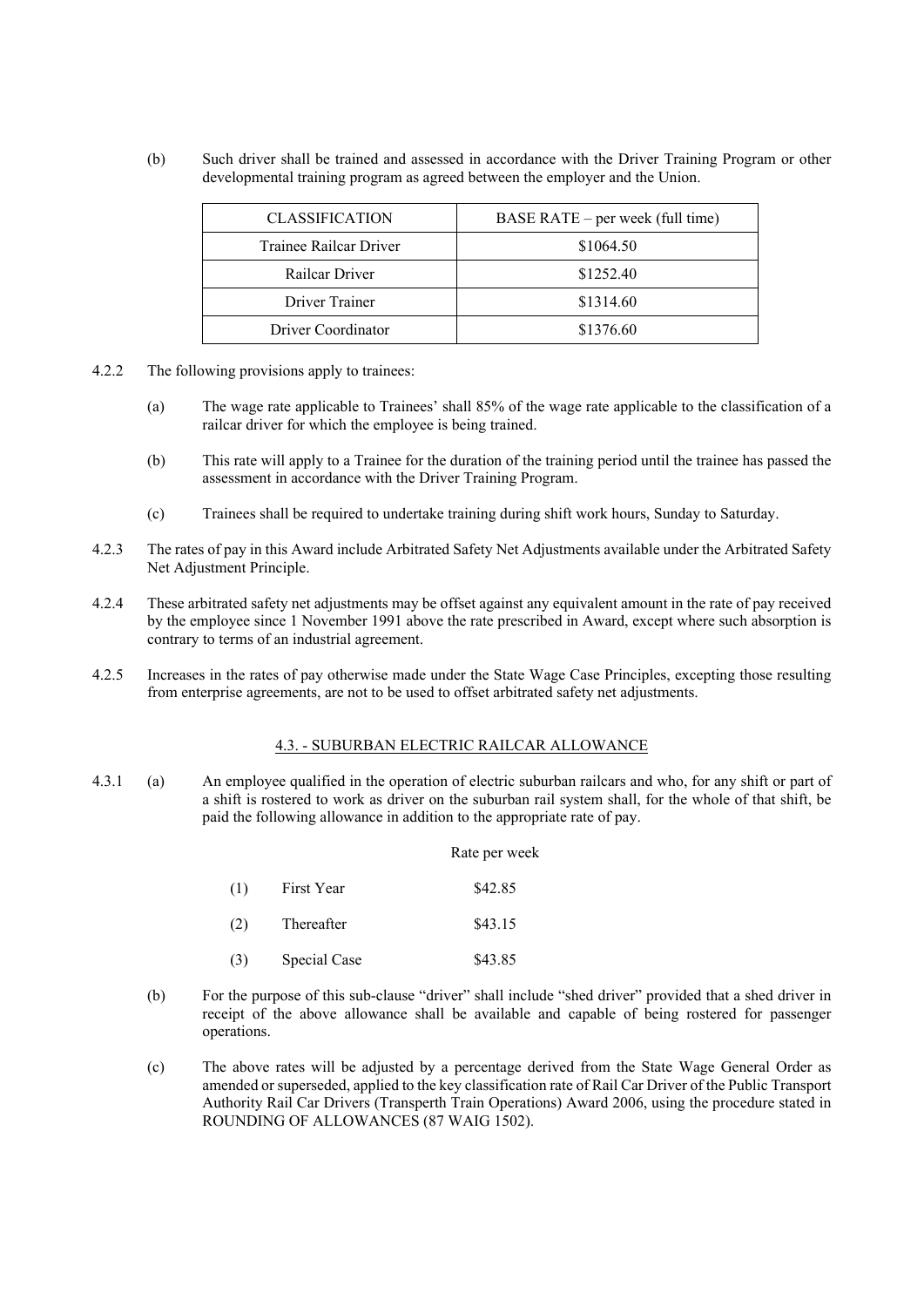(b) Such driver shall be trained and assessed in accordance with the Driver Training Program or other developmental training program as agreed between the employer and the Union.

| CLASSIFICATION | BASE RATE – per week (full time) |
|---|---|
| Trainee Railcar Driver | $1064.50 |
| Railcar Driver | $1252.40 |
| Driver Trainer | $1314.60 |
| Driver Coordinator | $1376.60 |

4.2.2 The following provisions apply to trainees:

(a) The wage rate applicable to Trainees' shall 85% of the wage rate applicable to the classification of a railcar driver for which the employee is being trained.

(b) This rate will apply to a Trainee for the duration of the training period until the trainee has passed the assessment in accordance with the Driver Training Program.

(c) Trainees shall be required to undertake training during shift work hours, Sunday to Saturday.

4.2.3 The rates of pay in this Award include Arbitrated Safety Net Adjustments available under the Arbitrated Safety Net Adjustment Principle.

4.2.4 These arbitrated safety net adjustments may be offset against any equivalent amount in the rate of pay received by the employee since 1 November 1991 above the rate prescribed in Award, except where such absorption is contrary to terms of an industrial agreement.

4.2.5 Increases in the rates of pay otherwise made under the State Wage Case Principles, excepting those resulting from enterprise agreements, are not to be used to offset arbitrated safety net adjustments.

## 4.3. - SUBURBAN ELECTRIC RAILCAR ALLOWANCE

4.3.1 (a) An employee qualified in the operation of electric suburban railcars and who, for any shift or part of a shift is rostered to work as driver on the suburban rail system shall, for the whole of that shift, be paid the following allowance in addition to the appropriate rate of pay.

| | | Rate per week |
|---|---|---|
| (1) | First Year | $42.85 |
| (2) | Thereafter | $43.15 |
| (3) | Special Case | $43.85 |

(b) For the purpose of this sub-clause "driver" shall include "shed driver" provided that a shed driver in receipt of the above allowance shall be available and capable of being rostered for passenger operations.

(c) The above rates will be adjusted by a percentage derived from the State Wage General Order as amended or superseded, applied to the key classification rate of Rail Car Driver of the Public Transport Authority Rail Car Drivers (Transperth Train Operations) Award 2006, using the procedure stated in ROUNDING OF ALLOWANCES (87 WAIG 1502).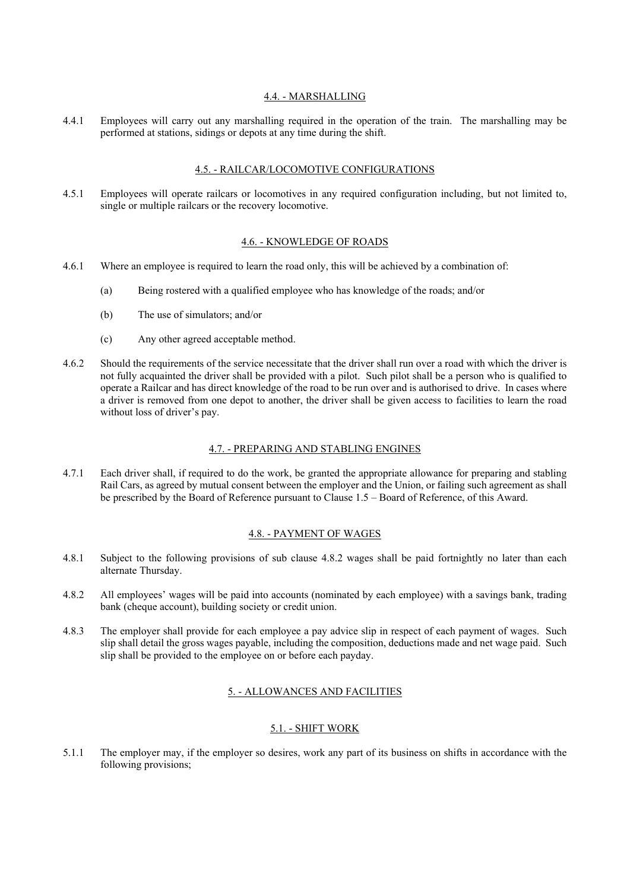### 4.4. - MARSHALLING

4.4.1 Employees will carry out any marshalling required in the operation of the train. The marshalling may be performed at stations, sidings or depots at any time during the shift.

### 4.5. - RAILCAR/LOCOMOTIVE CONFIGURATIONS

4.5.1 Employees will operate railcars or locomotives in any required configuration including, but not limited to, single or multiple railcars or the recovery locomotive.

### 4.6. - KNOWLEDGE OF ROADS

4.6.1 Where an employee is required to learn the road only, this will be achieved by a combination of:

(a) Being rostered with a qualified employee who has knowledge of the roads; and/or

(b) The use of simulators; and/or

(c) Any other agreed acceptable method.

4.6.2 Should the requirements of the service necessitate that the driver shall run over a road with which the driver is not fully acquainted the driver shall be provided with a pilot. Such pilot shall be a person who is qualified to operate a Railcar and has direct knowledge of the road to be run over and is authorised to drive. In cases where a driver is removed from one depot to another, the driver shall be given access to facilities to learn the road without loss of driver's pay.

### 4.7. - PREPARING AND STABLING ENGINES

4.7.1 Each driver shall, if required to do the work, be granted the appropriate allowance for preparing and stabling Rail Cars, as agreed by mutual consent between the employer and the Union, or failing such agreement as shall be prescribed by the Board of Reference pursuant to Clause 1.5 – Board of Reference, of this Award.

### 4.8. - PAYMENT OF WAGES

4.8.1 Subject to the following provisions of sub clause 4.8.2 wages shall be paid fortnightly no later than each alternate Thursday.

4.8.2 All employees' wages will be paid into accounts (nominated by each employee) with a savings bank, trading bank (cheque account), building society or credit union.

4.8.3 The employer shall provide for each employee a pay advice slip in respect of each payment of wages. Such slip shall detail the gross wages payable, including the composition, deductions made and net wage paid. Such slip shall be provided to the employee on or before each payday.

## 5. - ALLOWANCES AND FACILITIES

### 5.1. - SHIFT WORK

5.1.1 The employer may, if the employer so desires, work any part of its business on shifts in accordance with the following provisions;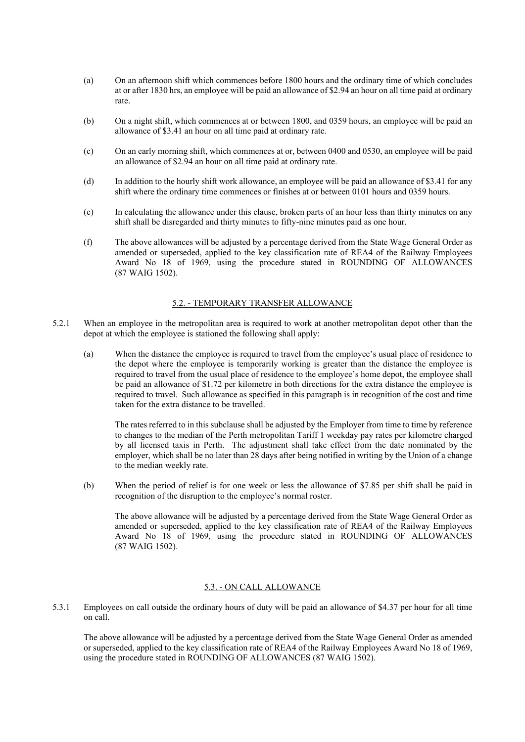(a) On an afternoon shift which commences before 1800 hours and the ordinary time of which concludes at or after 1830 hrs, an employee will be paid an allowance of $2.94 an hour on all time paid at ordinary rate.

(b) On a night shift, which commences at or between 1800, and 0359 hours, an employee will be paid an allowance of $3.41 an hour on all time paid at ordinary rate.

(c) On an early morning shift, which commences at or, between 0400 and 0530, an employee will be paid an allowance of $2.94 an hour on all time paid at ordinary rate.

(d) In addition to the hourly shift work allowance, an employee will be paid an allowance of $3.41 for any shift where the ordinary time commences or finishes at or between 0101 hours and 0359 hours.

(e) In calculating the allowance under this clause, broken parts of an hour less than thirty minutes on any shift shall be disregarded and thirty minutes to fifty-nine minutes paid as one hour.

(f) The above allowances will be adjusted by a percentage derived from the State Wage General Order as amended or superseded, applied to the key classification rate of REA4 of the Railway Employees Award No 18 of 1969, using the procedure stated in ROUNDING OF ALLOWANCES (87 WAIG 1502).

## 5.2. - TEMPORARY TRANSFER ALLOWANCE

5.2.1 When an employee in the metropolitan area is required to work at another metropolitan depot other than the depot at which the employee is stationed the following shall apply:

(a) When the distance the employee is required to travel from the employee's usual place of residence to the depot where the employee is temporarily working is greater than the distance the employee is required to travel from the usual place of residence to the employee's home depot, the employee shall be paid an allowance of $1.72 per kilometre in both directions for the extra distance the employee is required to travel. Such allowance as specified in this paragraph is in recognition of the cost and time taken for the extra distance to be travelled.

The rates referred to in this subclause shall be adjusted by the Employer from time to time by reference to changes to the median of the Perth metropolitan Tariff 1 weekday pay rates per kilometre charged by all licensed taxis in Perth. The adjustment shall take effect from the date nominated by the employer, which shall be no later than 28 days after being notified in writing by the Union of a change to the median weekly rate.

(b) When the period of relief is for one week or less the allowance of $7.85 per shift shall be paid in recognition of the disruption to the employee's normal roster.

The above allowance will be adjusted by a percentage derived from the State Wage General Order as amended or superseded, applied to the key classification rate of REA4 of the Railway Employees Award No 18 of 1969, using the procedure stated in ROUNDING OF ALLOWANCES (87 WAIG 1502).

## 5.3. - ON CALL ALLOWANCE

5.3.1 Employees on call outside the ordinary hours of duty will be paid an allowance of $4.37 per hour for all time on call.

The above allowance will be adjusted by a percentage derived from the State Wage General Order as amended or superseded, applied to the key classification rate of REA4 of the Railway Employees Award No 18 of 1969, using the procedure stated in ROUNDING OF ALLOWANCES (87 WAIG 1502).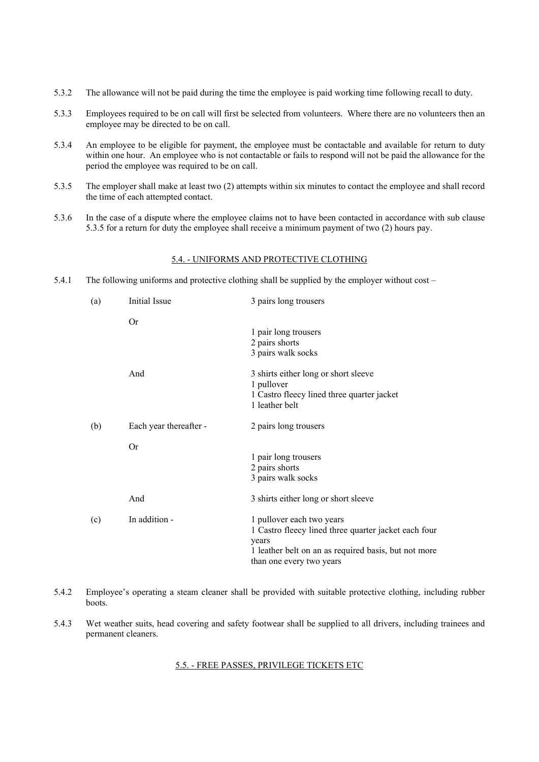5.3.2 The allowance will not be paid during the time the employee is paid working time following recall to duty.

5.3.3 Employees required to be on call will first be selected from volunteers. Where there are no volunteers then an employee may be directed to be on call.

5.3.4 An employee to be eligible for payment, the employee must be contactable and available for return to duty within one hour. An employee who is not contactable or fails to respond will not be paid the allowance for the period the employee was required to be on call.

5.3.5 The employer shall make at least two (2) attempts within six minutes to contact the employee and shall record the time of each attempted contact.

5.3.6 In the case of a dispute where the employee claims not to have been contacted in accordance with sub clause 5.3.5 for a return for duty the employee shall receive a minimum payment of two (2) hours pay.

## 5.4. - UNIFORMS AND PROTECTIVE CLOTHING

5.4.1 The following uniforms and protective clothing shall be supplied by the employer without cost –

| | | |
|---|---|---|
| (a) | Initial Issue | 3 pairs long trousers |
| | Or | 1 pair long trousers<br>2 pairs shorts<br>3 pairs walk socks |
| | And | 3 shirts either long or short sleeve<br>1 pullover<br>1 Castro fleecy lined three quarter jacket<br>1 leather belt |
| (b) | Each year thereafter - | 2 pairs long trousers |
| | Or | 1 pair long trousers<br>2 pairs shorts<br>3 pairs walk socks |
| | And | 3 shirts either long or short sleeve |
| (c) | In addition - | 1 pullover each two years<br>1 Castro fleecy lined three quarter jacket each four years<br>1 leather belt on an as required basis, but not more than one every two years |

5.4.2 Employee's operating a steam cleaner shall be provided with suitable protective clothing, including rubber boots.

5.4.3 Wet weather suits, head covering and safety footwear shall be supplied to all drivers, including trainees and permanent cleaners.

## 5.5. - FREE PASSES, PRIVILEGE TICKETS ETC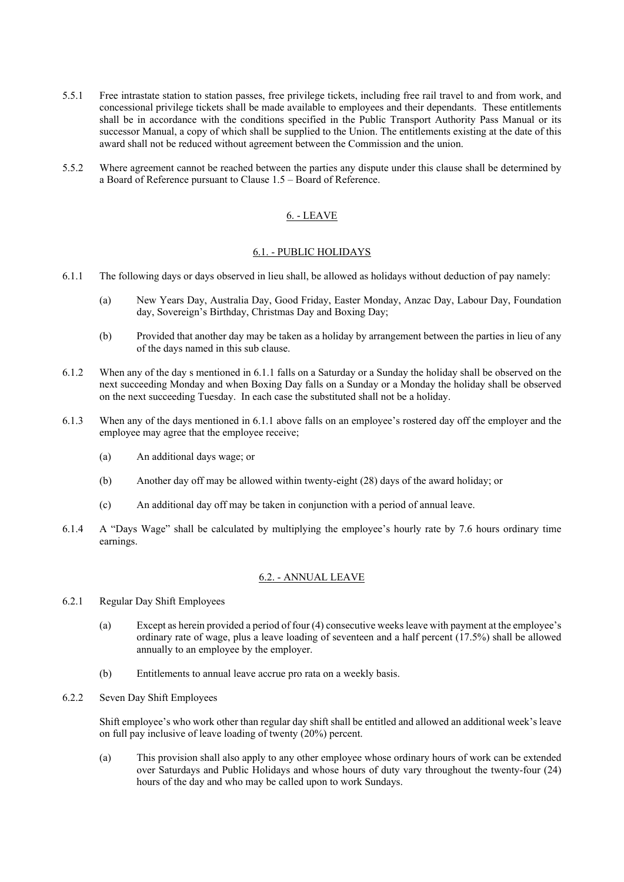5.5.1 Free intrastate station to station passes, free privilege tickets, including free rail travel to and from work, and concessional privilege tickets shall be made available to employees and their dependants. These entitlements shall be in accordance with the conditions specified in the Public Transport Authority Pass Manual or its successor Manual, a copy of which shall be supplied to the Union. The entitlements existing at the date of this award shall not be reduced without agreement between the Commission and the union.

5.5.2 Where agreement cannot be reached between the parties any dispute under this clause shall be determined by a Board of Reference pursuant to Clause 1.5 – Board of Reference.

## 6. - LEAVE

### 6.1. - PUBLIC HOLIDAYS

6.1.1 The following days or days observed in lieu shall, be allowed as holidays without deduction of pay namely:

(a) New Years Day, Australia Day, Good Friday, Easter Monday, Anzac Day, Labour Day, Foundation day, Sovereign's Birthday, Christmas Day and Boxing Day;

(b) Provided that another day may be taken as a holiday by arrangement between the parties in lieu of any of the days named in this sub clause.

6.1.2 When any of the day s mentioned in 6.1.1 falls on a Saturday or a Sunday the holiday shall be observed on the next succeeding Monday and when Boxing Day falls on a Sunday or a Monday the holiday shall be observed on the next succeeding Tuesday. In each case the substituted shall not be a holiday.

6.1.3 When any of the days mentioned in 6.1.1 above falls on an employee's rostered day off the employer and the employee may agree that the employee receive;

(a) An additional days wage; or

(b) Another day off may be allowed within twenty-eight (28) days of the award holiday; or

(c) An additional day off may be taken in conjunction with a period of annual leave.

6.1.4 A "Days Wage" shall be calculated by multiplying the employee's hourly rate by 7.6 hours ordinary time earnings.

### 6.2. - ANNUAL LEAVE

6.2.1 Regular Day Shift Employees

(a) Except as herein provided a period of four (4) consecutive weeks leave with payment at the employee's ordinary rate of wage, plus a leave loading of seventeen and a half percent (17.5%) shall be allowed annually to an employee by the employer.

(b) Entitlements to annual leave accrue pro rata on a weekly basis.

6.2.2 Seven Day Shift Employees

Shift employee's who work other than regular day shift shall be entitled and allowed an additional week's leave on full pay inclusive of leave loading of twenty (20%) percent.

(a) This provision shall also apply to any other employee whose ordinary hours of work can be extended over Saturdays and Public Holidays and whose hours of duty vary throughout the twenty-four (24) hours of the day and who may be called upon to work Sundays.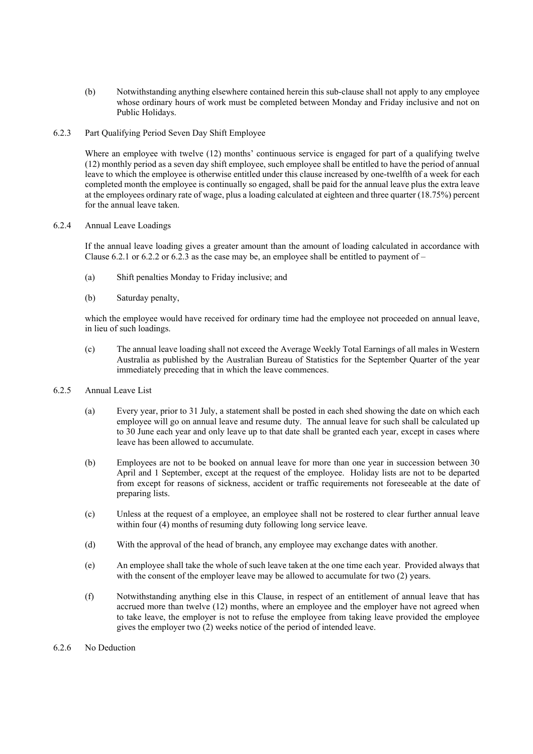(b) Notwithstanding anything elsewhere contained herein this sub-clause shall not apply to any employee whose ordinary hours of work must be completed between Monday and Friday inclusive and not on Public Holidays.

6.2.3 Part Qualifying Period Seven Day Shift Employee

Where an employee with twelve (12) months' continuous service is engaged for part of a qualifying twelve (12) monthly period as a seven day shift employee, such employee shall be entitled to have the period of annual leave to which the employee is otherwise entitled under this clause increased by one-twelfth of a week for each completed month the employee is continually so engaged, shall be paid for the annual leave plus the extra leave at the employees ordinary rate of wage, plus a loading calculated at eighteen and three quarter (18.75%) percent for the annual leave taken.

6.2.4 Annual Leave Loadings

If the annual leave loading gives a greater amount than the amount of loading calculated in accordance with Clause 6.2.1 or 6.2.2 or 6.2.3 as the case may be, an employee shall be entitled to payment of –

(a) Shift penalties Monday to Friday inclusive; and

(b) Saturday penalty,

which the employee would have received for ordinary time had the employee not proceeded on annual leave, in lieu of such loadings.

(c) The annual leave loading shall not exceed the Average Weekly Total Earnings of all males in Western Australia as published by the Australian Bureau of Statistics for the September Quarter of the year immediately preceding that in which the leave commences.

6.2.5 Annual Leave List

(a) Every year, prior to 31 July, a statement shall be posted in each shed showing the date on which each employee will go on annual leave and resume duty. The annual leave for such shall be calculated up to 30 June each year and only leave up to that date shall be granted each year, except in cases where leave has been allowed to accumulate.

(b) Employees are not to be booked on annual leave for more than one year in succession between 30 April and 1 September, except at the request of the employee. Holiday lists are not to be departed from except for reasons of sickness, accident or traffic requirements not foreseeable at the date of preparing lists.

(c) Unless at the request of a employee, an employee shall not be rostered to clear further annual leave within four (4) months of resuming duty following long service leave.

(d) With the approval of the head of branch, any employee may exchange dates with another.

(e) An employee shall take the whole of such leave taken at the one time each year. Provided always that with the consent of the employer leave may be allowed to accumulate for two (2) years.

(f) Notwithstanding anything else in this Clause, in respect of an entitlement of annual leave that has accrued more than twelve (12) months, where an employee and the employer have not agreed when to take leave, the employer is not to refuse the employee from taking leave provided the employee gives the employer two (2) weeks notice of the period of intended leave.

6.2.6 No Deduction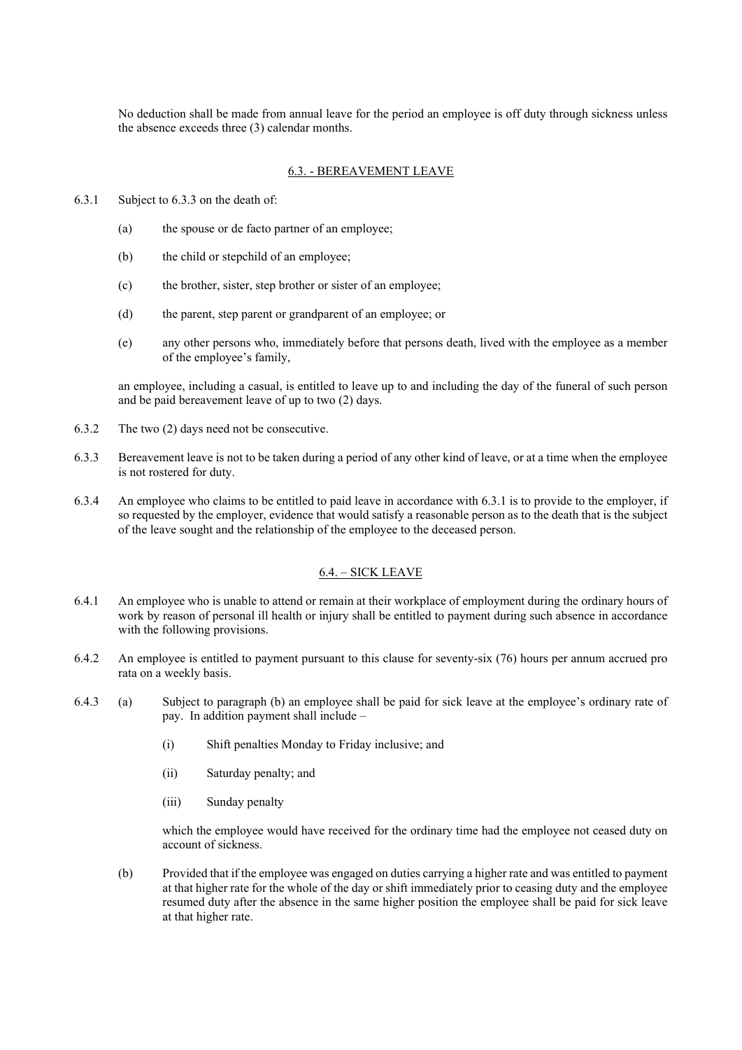No deduction shall be made from annual leave for the period an employee is off duty through sickness unless the absence exceeds three (3) calendar months.

## 6.3. - BEREAVEMENT LEAVE

6.3.1 Subject to 6.3.3 on the death of:

(a) the spouse or de facto partner of an employee;

(b) the child or stepchild of an employee;

(c) the brother, sister, step brother or sister of an employee;

(d) the parent, step parent or grandparent of an employee; or

(e) any other persons who, immediately before that persons death, lived with the employee as a member of the employee's family,

an employee, including a casual, is entitled to leave up to and including the day of the funeral of such person and be paid bereavement leave of up to two (2) days.

6.3.2 The two (2) days need not be consecutive.

6.3.3 Bereavement leave is not to be taken during a period of any other kind of leave, or at a time when the employee is not rostered for duty.

6.3.4 An employee who claims to be entitled to paid leave in accordance with 6.3.1 is to provide to the employer, if so requested by the employer, evidence that would satisfy a reasonable person as to the death that is the subject of the leave sought and the relationship of the employee to the deceased person.

## 6.4. – SICK LEAVE

6.4.1 An employee who is unable to attend or remain at their workplace of employment during the ordinary hours of work by reason of personal ill health or injury shall be entitled to payment during such absence in accordance with the following provisions.

6.4.2 An employee is entitled to payment pursuant to this clause for seventy-six (76) hours per annum accrued pro rata on a weekly basis.

6.4.3 (a) Subject to paragraph (b) an employee shall be paid for sick leave at the employee's ordinary rate of pay. In addition payment shall include –

(i) Shift penalties Monday to Friday inclusive; and

(ii) Saturday penalty; and

(iii) Sunday penalty

which the employee would have received for the ordinary time had the employee not ceased duty on account of sickness.

(b) Provided that if the employee was engaged on duties carrying a higher rate and was entitled to payment at that higher rate for the whole of the day or shift immediately prior to ceasing duty and the employee resumed duty after the absence in the same higher position the employee shall be paid for sick leave at that higher rate.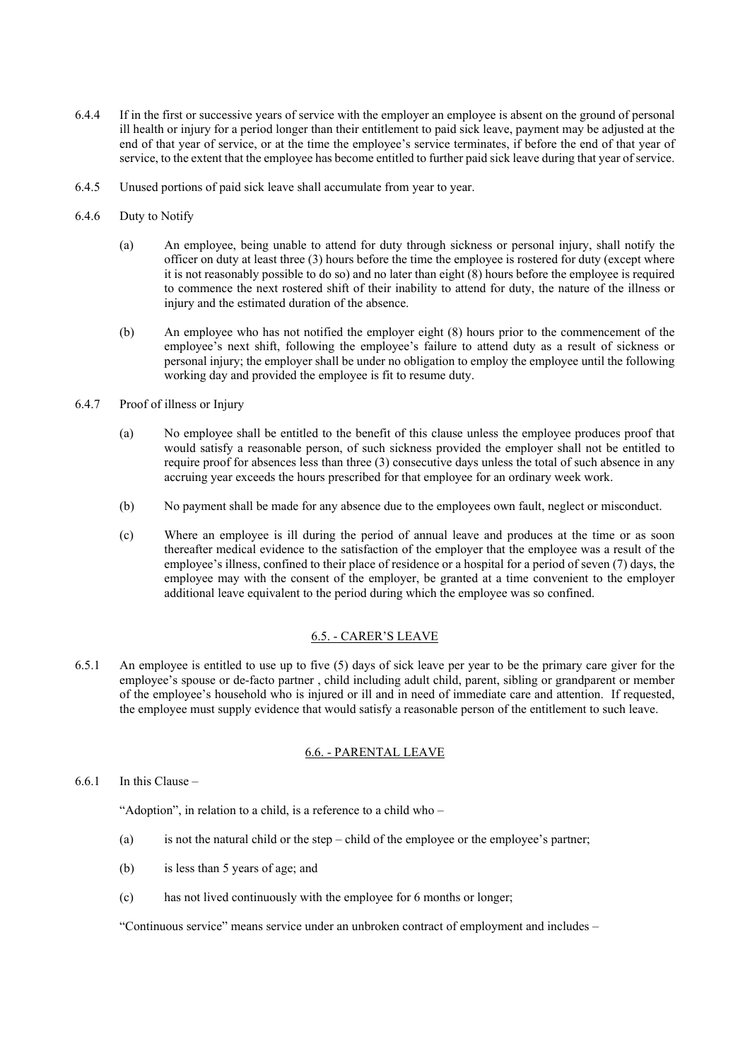6.4.4 If in the first or successive years of service with the employer an employee is absent on the ground of personal ill health or injury for a period longer than their entitlement to paid sick leave, payment may be adjusted at the end of that year of service, or at the time the employee's service terminates, if before the end of that year of service, to the extent that the employee has become entitled to further paid sick leave during that year of service.

6.4.5 Unused portions of paid sick leave shall accumulate from year to year.

6.4.6 Duty to Notify

(a) An employee, being unable to attend for duty through sickness or personal injury, shall notify the officer on duty at least three (3) hours before the time the employee is rostered for duty (except where it is not reasonably possible to do so) and no later than eight (8) hours before the employee is required to commence the next rostered shift of their inability to attend for duty, the nature of the illness or injury and the estimated duration of the absence.

(b) An employee who has not notified the employer eight (8) hours prior to the commencement of the employee's next shift, following the employee's failure to attend duty as a result of sickness or personal injury; the employer shall be under no obligation to employ the employee until the following working day and provided the employee is fit to resume duty.

6.4.7 Proof of illness or Injury

(a) No employee shall be entitled to the benefit of this clause unless the employee produces proof that would satisfy a reasonable person, of such sickness provided the employer shall not be entitled to require proof for absences less than three (3) consecutive days unless the total of such absence in any accruing year exceeds the hours prescribed for that employee for an ordinary week work.

(b) No payment shall be made for any absence due to the employees own fault, neglect or misconduct.

(c) Where an employee is ill during the period of annual leave and produces at the time or as soon thereafter medical evidence to the satisfaction of the employer that the employee was a result of the employee's illness, confined to their place of residence or a hospital for a period of seven (7) days, the employee may with the consent of the employer, be granted at a time convenient to the employer additional leave equivalent to the period during which the employee was so confined.

## 6.5. - CARER'S LEAVE

6.5.1 An employee is entitled to use up to five (5) days of sick leave per year to be the primary care giver for the employee's spouse or de-facto partner , child including adult child, parent, sibling or grandparent or member of the employee's household who is injured or ill and in need of immediate care and attention. If requested, the employee must supply evidence that would satisfy a reasonable person of the entitlement to such leave.

## 6.6. - PARENTAL LEAVE

6.6.1 In this Clause –

"Adoption", in relation to a child, is a reference to a child who –

(a) is not the natural child or the step – child of the employee or the employee's partner;

(b) is less than 5 years of age; and

(c) has not lived continuously with the employee for 6 months or longer;

"Continuous service" means service under an unbroken contract of employment and includes –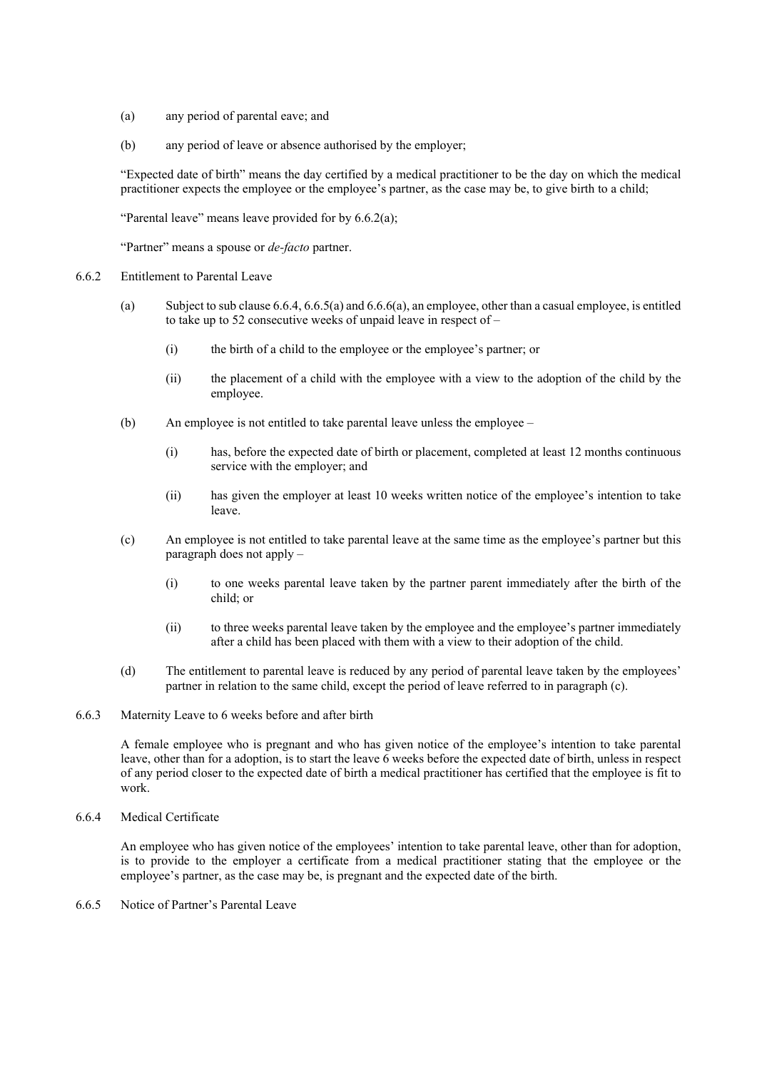(a) any period of parental eave; and

(b) any period of leave or absence authorised by the employer;

"Expected date of birth" means the day certified by a medical practitioner to be the day on which the medical practitioner expects the employee or the employee's partner, as the case may be, to give birth to a child;

"Parental leave" means leave provided for by 6.6.2(a);

"Partner" means a spouse or *de-facto* partner.

6.6.2 Entitlement to Parental Leave

(a) Subject to sub clause 6.6.4, 6.6.5(a) and 6.6.6(a), an employee, other than a casual employee, is entitled to take up to 52 consecutive weeks of unpaid leave in respect of –

(i) the birth of a child to the employee or the employee's partner; or

(ii) the placement of a child with the employee with a view to the adoption of the child by the employee.

(b) An employee is not entitled to take parental leave unless the employee –

(i) has, before the expected date of birth or placement, completed at least 12 months continuous service with the employer; and

(ii) has given the employer at least 10 weeks written notice of the employee's intention to take leave.

(c) An employee is not entitled to take parental leave at the same time as the employee's partner but this paragraph does not apply –

(i) to one weeks parental leave taken by the partner parent immediately after the birth of the child; or

(ii) to three weeks parental leave taken by the employee and the employee's partner immediately after a child has been placed with them with a view to their adoption of the child.

(d) The entitlement to parental leave is reduced by any period of parental leave taken by the employees' partner in relation to the same child, except the period of leave referred to in paragraph (c).

6.6.3 Maternity Leave to 6 weeks before and after birth

A female employee who is pregnant and who has given notice of the employee's intention to take parental leave, other than for a adoption, is to start the leave 6 weeks before the expected date of birth, unless in respect of any period closer to the expected date of birth a medical practitioner has certified that the employee is fit to work.

6.6.4 Medical Certificate

An employee who has given notice of the employees' intention to take parental leave, other than for adoption, is to provide to the employer a certificate from a medical practitioner stating that the employee or the employee's partner, as the case may be, is pregnant and the expected date of the birth.

6.6.5 Notice of Partner's Parental Leave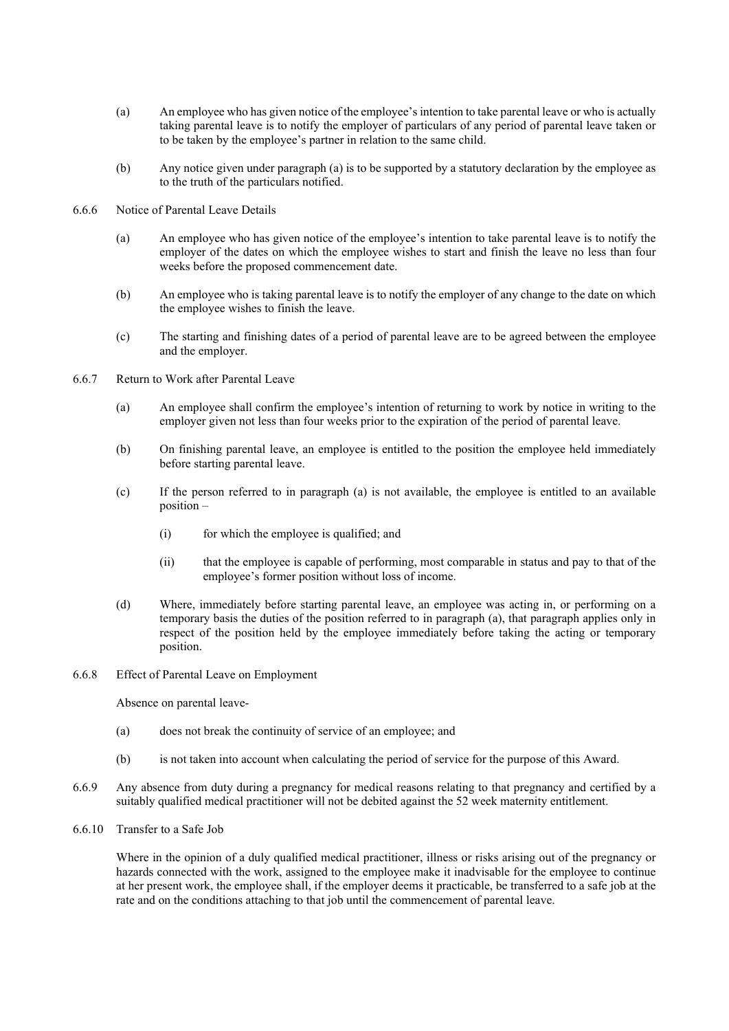(a) An employee who has given notice of the employee's intention to take parental leave or who is actually taking parental leave is to notify the employer of particulars of any period of parental leave taken or to be taken by the employee's partner in relation to the same child.

(b) Any notice given under paragraph (a) is to be supported by a statutory declaration by the employee as to the truth of the particulars notified.

6.6.6 Notice of Parental Leave Details

(a) An employee who has given notice of the employee's intention to take parental leave is to notify the employer of the dates on which the employee wishes to start and finish the leave no less than four weeks before the proposed commencement date.

(b) An employee who is taking parental leave is to notify the employer of any change to the date on which the employee wishes to finish the leave.

(c) The starting and finishing dates of a period of parental leave are to be agreed between the employee and the employer.

6.6.7 Return to Work after Parental Leave

(a) An employee shall confirm the employee's intention of returning to work by notice in writing to the employer given not less than four weeks prior to the expiration of the period of parental leave.

(b) On finishing parental leave, an employee is entitled to the position the employee held immediately before starting parental leave.

(c) If the person referred to in paragraph (a) is not available, the employee is entitled to an available position –

(i) for which the employee is qualified; and

(ii) that the employee is capable of performing, most comparable in status and pay to that of the employee's former position without loss of income.

(d) Where, immediately before starting parental leave, an employee was acting in, or performing on a temporary basis the duties of the position referred to in paragraph (a), that paragraph applies only in respect of the position held by the employee immediately before taking the acting or temporary position.

6.6.8 Effect of Parental Leave on Employment

Absence on parental leave-

(a) does not break the continuity of service of an employee; and

(b) is not taken into account when calculating the period of service for the purpose of this Award.

6.6.9 Any absence from duty during a pregnancy for medical reasons relating to that pregnancy and certified by a suitably qualified medical practitioner will not be debited against the 52 week maternity entitlement.

6.6.10 Transfer to a Safe Job

Where in the opinion of a duly qualified medical practitioner, illness or risks arising out of the pregnancy or hazards connected with the work, assigned to the employee make it inadvisable for the employee to continue at her present work, the employee shall, if the employer deems it practicable, be transferred to a safe job at the rate and on the conditions attaching to that job until the commencement of parental leave.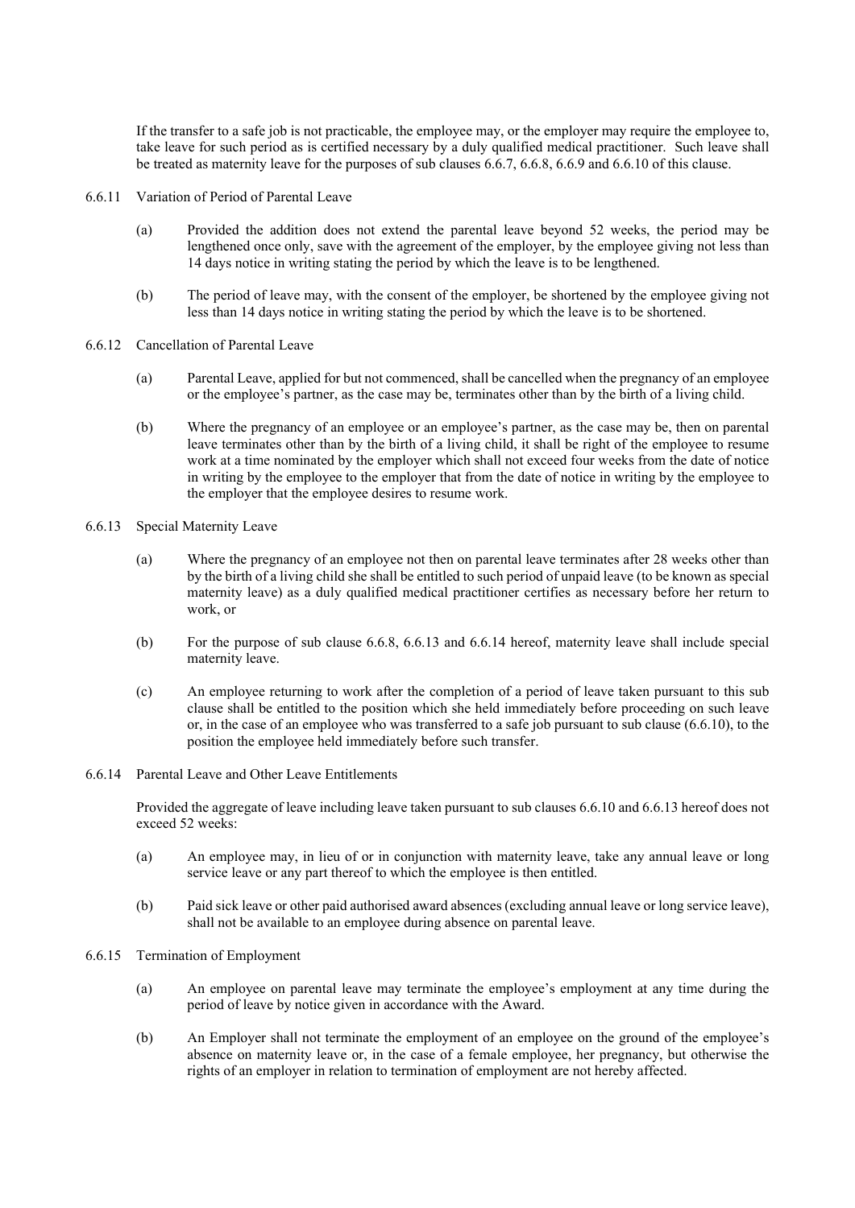If the transfer to a safe job is not practicable, the employee may, or the employer may require the employee to, take leave for such period as is certified necessary by a duly qualified medical practitioner. Such leave shall be treated as maternity leave for the purposes of sub clauses 6.6.7, 6.6.8, 6.6.9 and 6.6.10 of this clause.

6.6.11 Variation of Period of Parental Leave

(a) Provided the addition does not extend the parental leave beyond 52 weeks, the period may be lengthened once only, save with the agreement of the employer, by the employee giving not less than 14 days notice in writing stating the period by which the leave is to be lengthened.

(b) The period of leave may, with the consent of the employer, be shortened by the employee giving not less than 14 days notice in writing stating the period by which the leave is to be shortened.

6.6.12 Cancellation of Parental Leave

(a) Parental Leave, applied for but not commenced, shall be cancelled when the pregnancy of an employee or the employee's partner, as the case may be, terminates other than by the birth of a living child.

(b) Where the pregnancy of an employee or an employee's partner, as the case may be, then on parental leave terminates other than by the birth of a living child, it shall be right of the employee to resume work at a time nominated by the employer which shall not exceed four weeks from the date of notice in writing by the employee to the employer that from the date of notice in writing by the employee to the employer that the employee desires to resume work.

6.6.13 Special Maternity Leave

(a) Where the pregnancy of an employee not then on parental leave terminates after 28 weeks other than by the birth of a living child she shall be entitled to such period of unpaid leave (to be known as special maternity leave) as a duly qualified medical practitioner certifies as necessary before her return to work, or

(b) For the purpose of sub clause 6.6.8, 6.6.13 and 6.6.14 hereof, maternity leave shall include special maternity leave.

(c) An employee returning to work after the completion of a period of leave taken pursuant to this sub clause shall be entitled to the position which she held immediately before proceeding on such leave or, in the case of an employee who was transferred to a safe job pursuant to sub clause (6.6.10), to the position the employee held immediately before such transfer.

6.6.14 Parental Leave and Other Leave Entitlements

Provided the aggregate of leave including leave taken pursuant to sub clauses 6.6.10 and 6.6.13 hereof does not exceed 52 weeks:

(a) An employee may, in lieu of or in conjunction with maternity leave, take any annual leave or long service leave or any part thereof to which the employee is then entitled.

(b) Paid sick leave or other paid authorised award absences (excluding annual leave or long service leave), shall not be available to an employee during absence on parental leave.

6.6.15 Termination of Employment

(a) An employee on parental leave may terminate the employee's employment at any time during the period of leave by notice given in accordance with the Award.

(b) An Employer shall not terminate the employment of an employee on the ground of the employee's absence on maternity leave or, in the case of a female employee, her pregnancy, but otherwise the rights of an employer in relation to termination of employment are not hereby affected.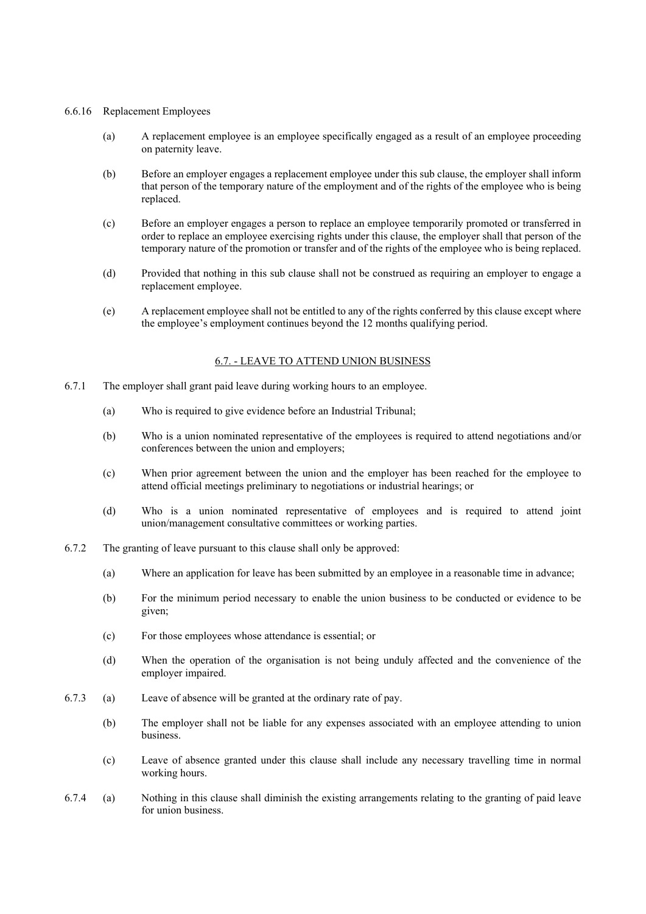6.6.16 Replacement Employees

(a) A replacement employee is an employee specifically engaged as a result of an employee proceeding on paternity leave.

(b) Before an employer engages a replacement employee under this sub clause, the employer shall inform that person of the temporary nature of the employment and of the rights of the employee who is being replaced.

(c) Before an employer engages a person to replace an employee temporarily promoted or transferred in order to replace an employee exercising rights under this clause, the employer shall that person of the temporary nature of the promotion or transfer and of the rights of the employee who is being replaced.

(d) Provided that nothing in this sub clause shall not be construed as requiring an employer to engage a replacement employee.

(e) A replacement employee shall not be entitled to any of the rights conferred by this clause except where the employee's employment continues beyond the 12 months qualifying period.

## 6.7. - LEAVE TO ATTEND UNION BUSINESS

6.7.1 The employer shall grant paid leave during working hours to an employee.

(a) Who is required to give evidence before an Industrial Tribunal;

(b) Who is a union nominated representative of the employees is required to attend negotiations and/or conferences between the union and employers;

(c) When prior agreement between the union and the employer has been reached for the employee to attend official meetings preliminary to negotiations or industrial hearings; or

(d) Who is a union nominated representative of employees and is required to attend joint union/management consultative committees or working parties.

6.7.2 The granting of leave pursuant to this clause shall only be approved:

(a) Where an application for leave has been submitted by an employee in a reasonable time in advance;

(b) For the minimum period necessary to enable the union business to be conducted or evidence to be given;

(c) For those employees whose attendance is essential; or

(d) When the operation of the organisation is not being unduly affected and the convenience of the employer impaired.

6.7.3 (a) Leave of absence will be granted at the ordinary rate of pay.

(b) The employer shall not be liable for any expenses associated with an employee attending to union business.

(c) Leave of absence granted under this clause shall include any necessary travelling time in normal working hours.

6.7.4 (a) Nothing in this clause shall diminish the existing arrangements relating to the granting of paid leave for union business.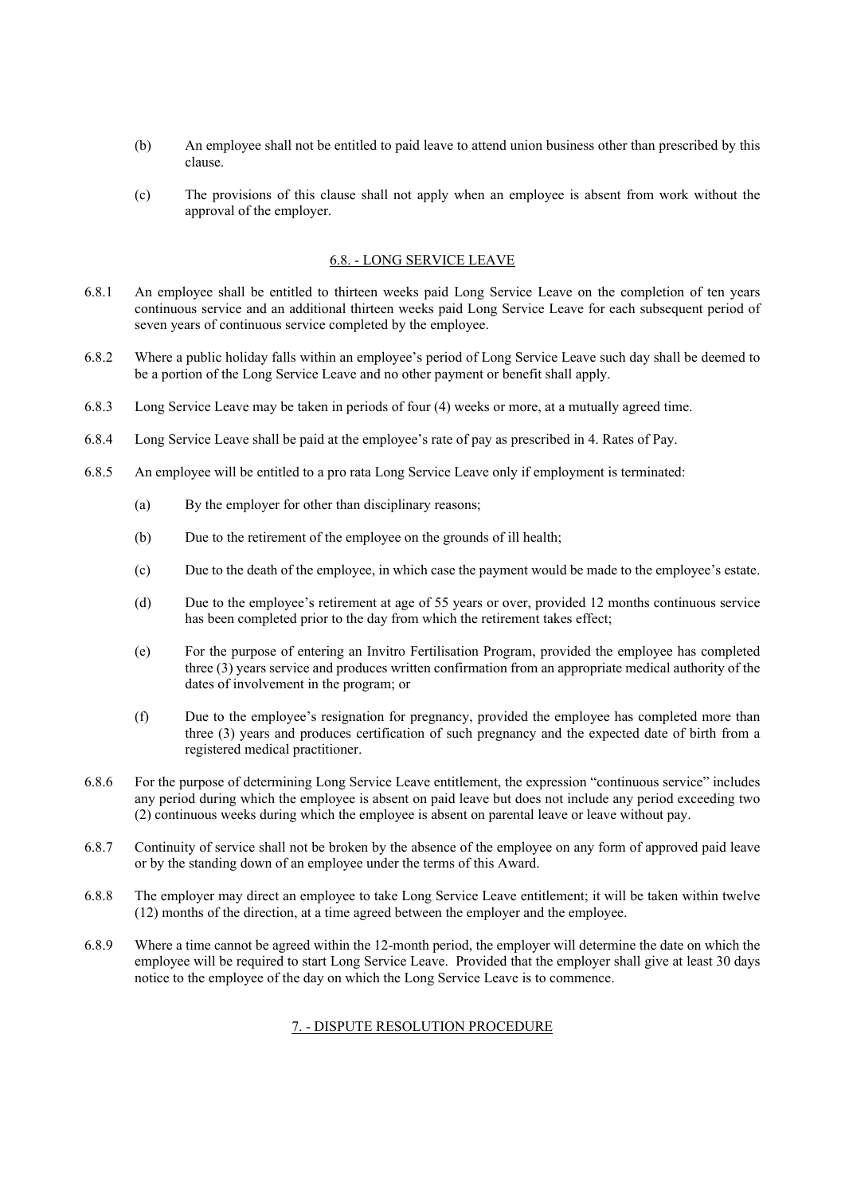(b) An employee shall not be entitled to paid leave to attend union business other than prescribed by this clause.

(c) The provisions of this clause shall not apply when an employee is absent from work without the approval of the employer.

## 6.8. - LONG SERVICE LEAVE

6.8.1 An employee shall be entitled to thirteen weeks paid Long Service Leave on the completion of ten years continuous service and an additional thirteen weeks paid Long Service Leave for each subsequent period of seven years of continuous service completed by the employee.

6.8.2 Where a public holiday falls within an employee's period of Long Service Leave such day shall be deemed to be a portion of the Long Service Leave and no other payment or benefit shall apply.

6.8.3 Long Service Leave may be taken in periods of four (4) weeks or more, at a mutually agreed time.

6.8.4 Long Service Leave shall be paid at the employee's rate of pay as prescribed in 4. Rates of Pay.

6.8.5 An employee will be entitled to a pro rata Long Service Leave only if employment is terminated:

(a) By the employer for other than disciplinary reasons;

(b) Due to the retirement of the employee on the grounds of ill health;

(c) Due to the death of the employee, in which case the payment would be made to the employee's estate.

(d) Due to the employee's retirement at age of 55 years or over, provided 12 months continuous service has been completed prior to the day from which the retirement takes effect;

(e) For the purpose of entering an Invitro Fertilisation Program, provided the employee has completed three (3) years service and produces written confirmation from an appropriate medical authority of the dates of involvement in the program; or

(f) Due to the employee's resignation for pregnancy, provided the employee has completed more than three (3) years and produces certification of such pregnancy and the expected date of birth from a registered medical practitioner.

6.8.6 For the purpose of determining Long Service Leave entitlement, the expression "continuous service" includes any period during which the employee is absent on paid leave but does not include any period exceeding two (2) continuous weeks during which the employee is absent on parental leave or leave without pay.

6.8.7 Continuity of service shall not be broken by the absence of the employee on any form of approved paid leave or by the standing down of an employee under the terms of this Award.

6.8.8 The employer may direct an employee to take Long Service Leave entitlement; it will be taken within twelve (12) months of the direction, at a time agreed between the employer and the employee.

6.8.9 Where a time cannot be agreed within the 12-month period, the employer will determine the date on which the employee will be required to start Long Service Leave. Provided that the employer shall give at least 30 days notice to the employee of the day on which the Long Service Leave is to commence.

## 7. - DISPUTE RESOLUTION PROCEDURE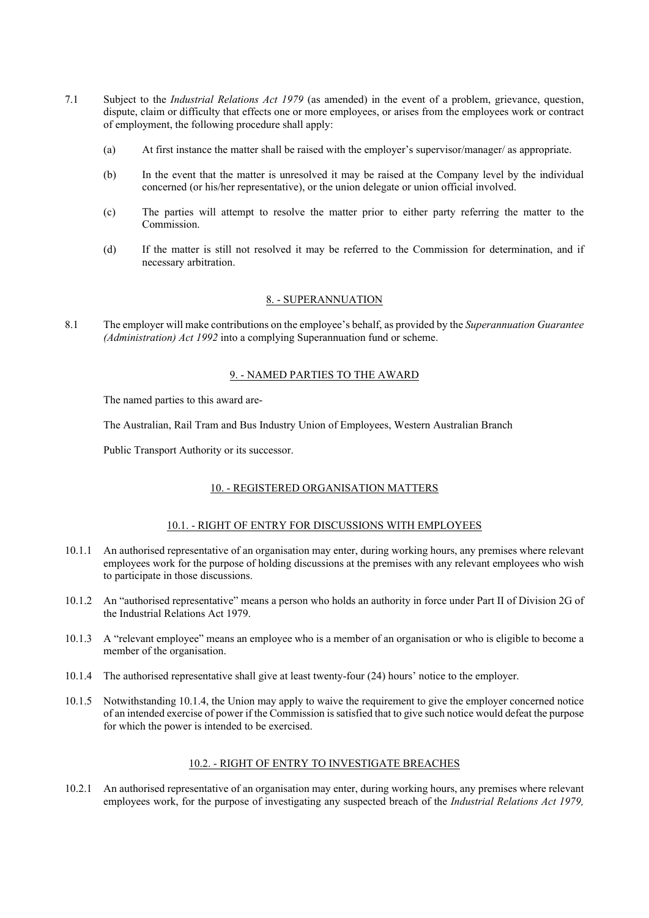7.1 Subject to the *Industrial Relations Act 1979* (as amended) in the event of a problem, grievance, question, dispute, claim or difficulty that effects one or more employees, or arises from the employees work or contract of employment, the following procedure shall apply:

(a) At first instance the matter shall be raised with the employer's supervisor/manager/ as appropriate.

(b) In the event that the matter is unresolved it may be raised at the Company level by the individual concerned (or his/her representative), or the union delegate or union official involved.

(c) The parties will attempt to resolve the matter prior to either party referring the matter to the Commission.

(d) If the matter is still not resolved it may be referred to the Commission for determination, and if necessary arbitration.

## 8. - SUPERANNUATION

8.1 The employer will make contributions on the employee's behalf, as provided by the *Superannuation Guarantee (Administration) Act 1992* into a complying Superannuation fund or scheme.

## 9. - NAMED PARTIES TO THE AWARD

The named parties to this award are-

The Australian, Rail Tram and Bus Industry Union of Employees, Western Australian Branch

Public Transport Authority or its successor.

## 10. - REGISTERED ORGANISATION MATTERS

### 10.1. - RIGHT OF ENTRY FOR DISCUSSIONS WITH EMPLOYEES

10.1.1 An authorised representative of an organisation may enter, during working hours, any premises where relevant employees work for the purpose of holding discussions at the premises with any relevant employees who wish to participate in those discussions.

10.1.2 An "authorised representative" means a person who holds an authority in force under Part II of Division 2G of the Industrial Relations Act 1979.

10.1.3 A "relevant employee" means an employee who is a member of an organisation or who is eligible to become a member of the organisation.

10.1.4 The authorised representative shall give at least twenty-four (24) hours' notice to the employer.

10.1.5 Notwithstanding 10.1.4, the Union may apply to waive the requirement to give the employer concerned notice of an intended exercise of power if the Commission is satisfied that to give such notice would defeat the purpose for which the power is intended to be exercised.

### 10.2. - RIGHT OF ENTRY TO INVESTIGATE BREACHES

10.2.1 An authorised representative of an organisation may enter, during working hours, any premises where relevant employees work, for the purpose of investigating any suspected breach of the *Industrial Relations Act 1979,*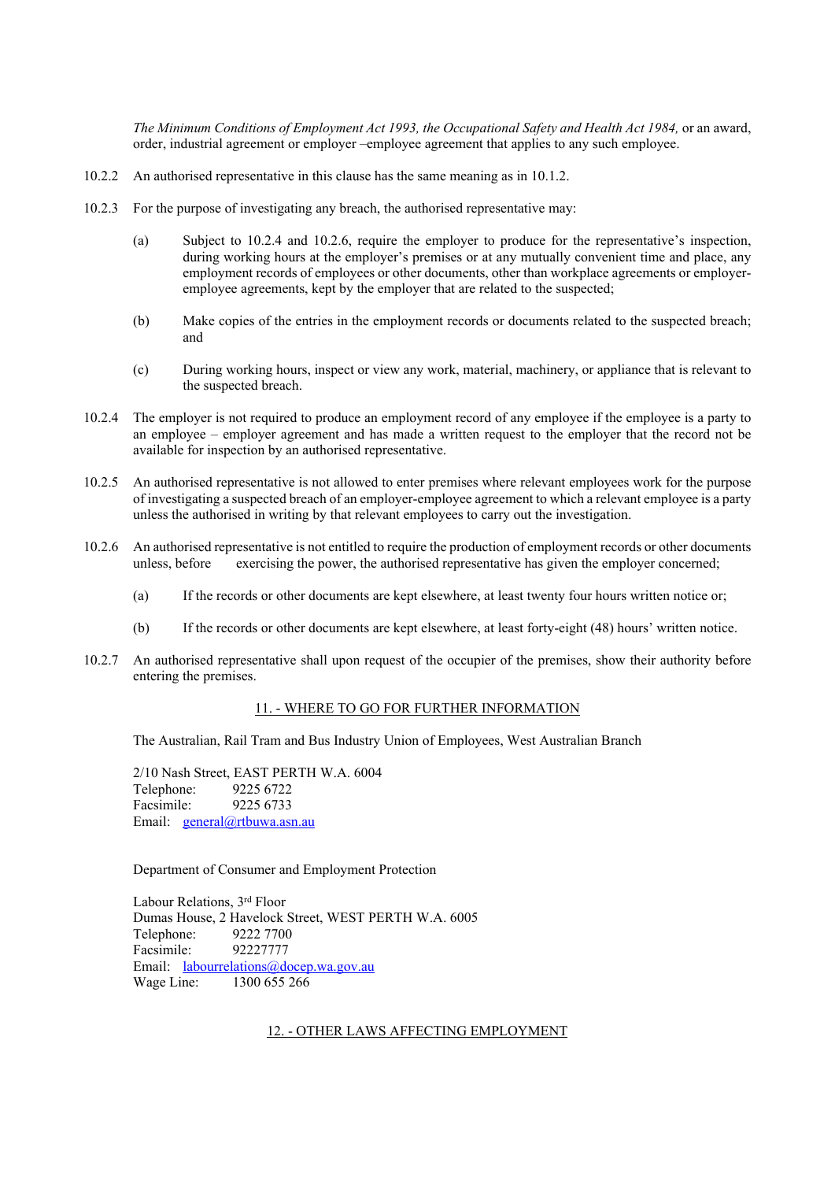*The Minimum Conditions of Employment Act 1993, the Occupational Safety and Health Act 1984,* or an award, order, industrial agreement or employer –employee agreement that applies to any such employee.

10.2.2 An authorised representative in this clause has the same meaning as in 10.1.2.

10.2.3 For the purpose of investigating any breach, the authorised representative may:

(a) Subject to 10.2.4 and 10.2.6, require the employer to produce for the representative's inspection, during working hours at the employer's premises or at any mutually convenient time and place, any employment records of employees or other documents, other than workplace agreements or employer-employee agreements, kept by the employer that are related to the suspected;

(b) Make copies of the entries in the employment records or documents related to the suspected breach; and

(c) During working hours, inspect or view any work, material, machinery, or appliance that is relevant to the suspected breach.

10.2.4 The employer is not required to produce an employment record of any employee if the employee is a party to an employee – employer agreement and has made a written request to the employer that the record not be available for inspection by an authorised representative.

10.2.5 An authorised representative is not allowed to enter premises where relevant employees work for the purpose of investigating a suspected breach of an employer-employee agreement to which a relevant employee is a party unless the authorised in writing by that relevant employees to carry out the investigation.

10.2.6 An authorised representative is not entitled to require the production of employment records or other documents unless, before exercising the power, the authorised representative has given the employer concerned;

(a) If the records or other documents are kept elsewhere, at least twenty four hours written notice or;

(b) If the records or other documents are kept elsewhere, at least forty-eight (48) hours' written notice.

10.2.7 An authorised representative shall upon request of the occupier of the premises, show their authority before entering the premises.

## 11. - WHERE TO GO FOR FURTHER INFORMATION

The Australian, Rail Tram and Bus Industry Union of Employees, West Australian Branch

2/10 Nash Street, EAST PERTH W.A. 6004
Telephone: 9225 6722
Facsimile: 9225 6733
Email: general@rtbuwa.asn.au

Department of Consumer and Employment Protection

Labour Relations, 3rd Floor
Dumas House, 2 Havelock Street, WEST PERTH W.A. 6005
Telephone: 9222 7700
Facsimile: 92227777
Email: labourrelations@docep.wa.gov.au
Wage Line: 1300 655 266

## 12. - OTHER LAWS AFFECTING EMPLOYMENT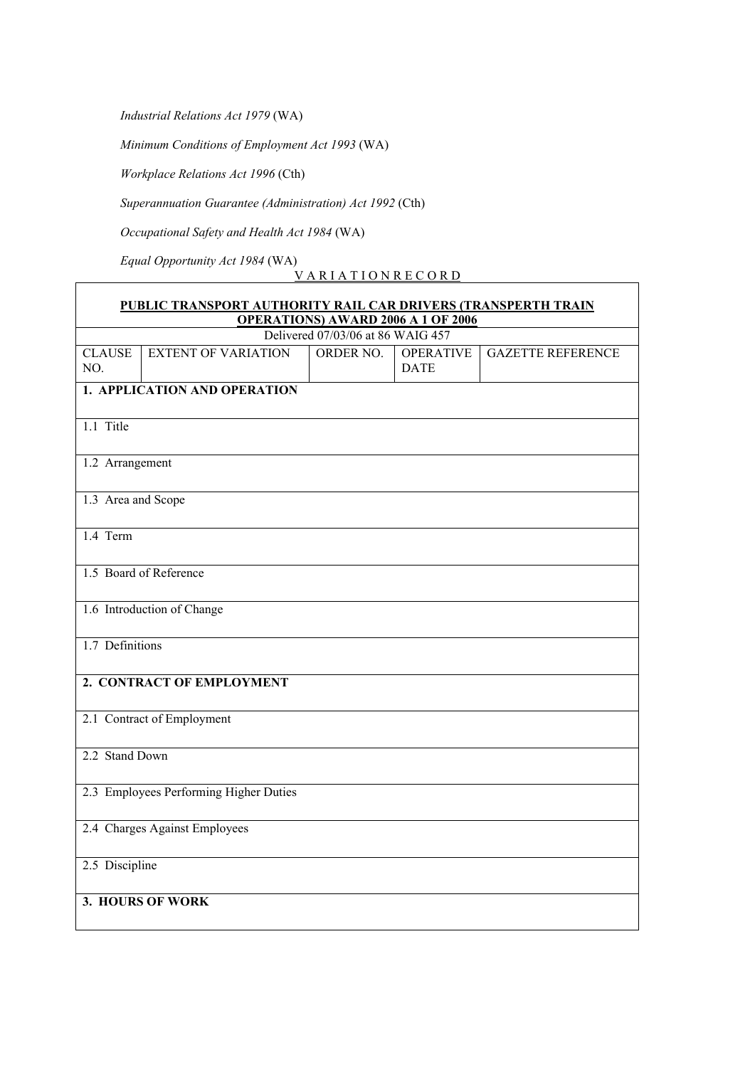*Industrial Relations Act 1979* (WA)

*Minimum Conditions of Employment Act 1993* (WA)

*Workplace Relations Act 1996* (Cth)

*Superannuation Guarantee (Administration) Act 1992* (Cth)

*Occupational Safety and Health Act 1984* (WA)

*Equal Opportunity Act 1984* (WA)

V A R I A T I O N R E C O R D

| **PUBLIC TRANSPORT AUTHORITY RAIL CAR DRIVERS (TRANSPERTH TRAIN OPERATIONS) AWARD 2006 A 1 OF 2006** | | | | |
|---|---|---|---|---|
| Delivered 07/03/06 at 86 WAIG 457 | | | | |
| CLAUSE NO. | EXTENT OF VARIATION | ORDER NO. | OPERATIVE DATE | GAZETTE REFERENCE |
| **1. APPLICATION AND OPERATION** | | | | |
| 1.1 Title | | | | |
| 1.2 Arrangement | | | | |
| 1.3 Area and Scope | | | | |
| 1.4 Term | | | | |
| 1.5 Board of Reference | | | | |
| 1.6 Introduction of Change | | | | |
| 1.7 Definitions | | | | |
| **2. CONTRACT OF EMPLOYMENT** | | | | |
| 2.1 Contract of Employment | | | | |
| 2.2 Stand Down | | | | |
| 2.3 Employees Performing Higher Duties | | | | |
| 2.4 Charges Against Employees | | | | |
| 2.5 Discipline | | | | |
| **3. HOURS OF WORK** | | | | |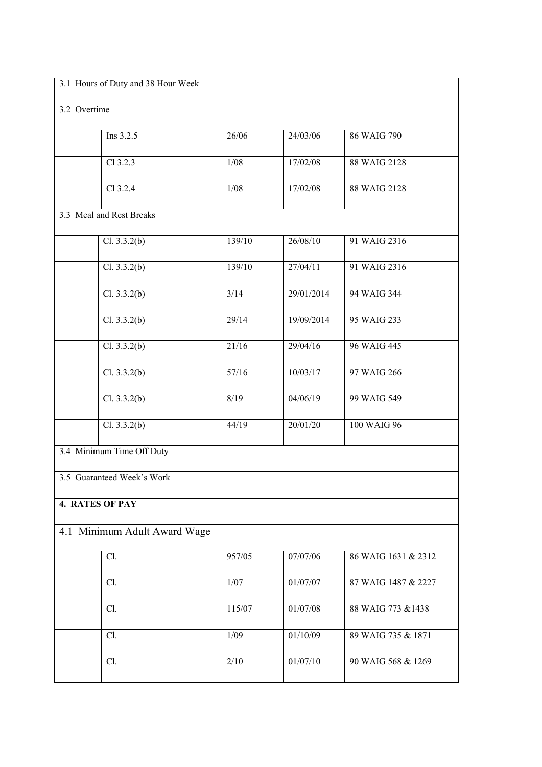| | | | | |
|---|---|---|---|---|
| 3.1 Hours of Duty and 38 Hour Week | | | | |
| 3.2 Overtime | | | | |
| | Ins 3.2.5 | 26/06 | 24/03/06 | 86 WAIG 790 |
| | Cl 3.2.3 | 1/08 | 17/02/08 | 88 WAIG 2128 |
| | Cl 3.2.4 | 1/08 | 17/02/08 | 88 WAIG 2128 |
| 3.3 Meal and Rest Breaks | | | | |
| | Cl. 3.3.2(b) | 139/10 | 26/08/10 | 91 WAIG 2316 |
| | Cl. 3.3.2(b) | 139/10 | 27/04/11 | 91 WAIG 2316 |
| | Cl. 3.3.2(b) | 3/14 | 29/01/2014 | 94 WAIG 344 |
| | Cl. 3.3.2(b) | 29/14 | 19/09/2014 | 95 WAIG 233 |
| | Cl. 3.3.2(b) | 21/16 | 29/04/16 | 96 WAIG 445 |
| | Cl. 3.3.2(b) | 57/16 | 10/03/17 | 97 WAIG 266 |
| | Cl. 3.3.2(b) | 8/19 | 04/06/19 | 99 WAIG 549 |
| | Cl. 3.3.2(b) | 44/19 | 20/01/20 | 100 WAIG 96 |
| 3.4 Minimum Time Off Duty | | | | |
| 3.5 Guaranteed Week's Work | | | | |
| **4. RATES OF PAY** | | | | |
| 4.1 Minimum Adult Award Wage | | | | |
| | Cl. | 957/05 | 07/07/06 | 86 WAIG 1631 & 2312 |
| | Cl. | 1/07 | 01/07/07 | 87 WAIG 1487 & 2227 |
| | Cl. | 115/07 | 01/07/08 | 88 WAIG 773 &1438 |
| | Cl. | 1/09 | 01/10/09 | 89 WAIG 735 & 1871 |
| | Cl. | 2/10 | 01/07/10 | 90 WAIG 568 & 1269 |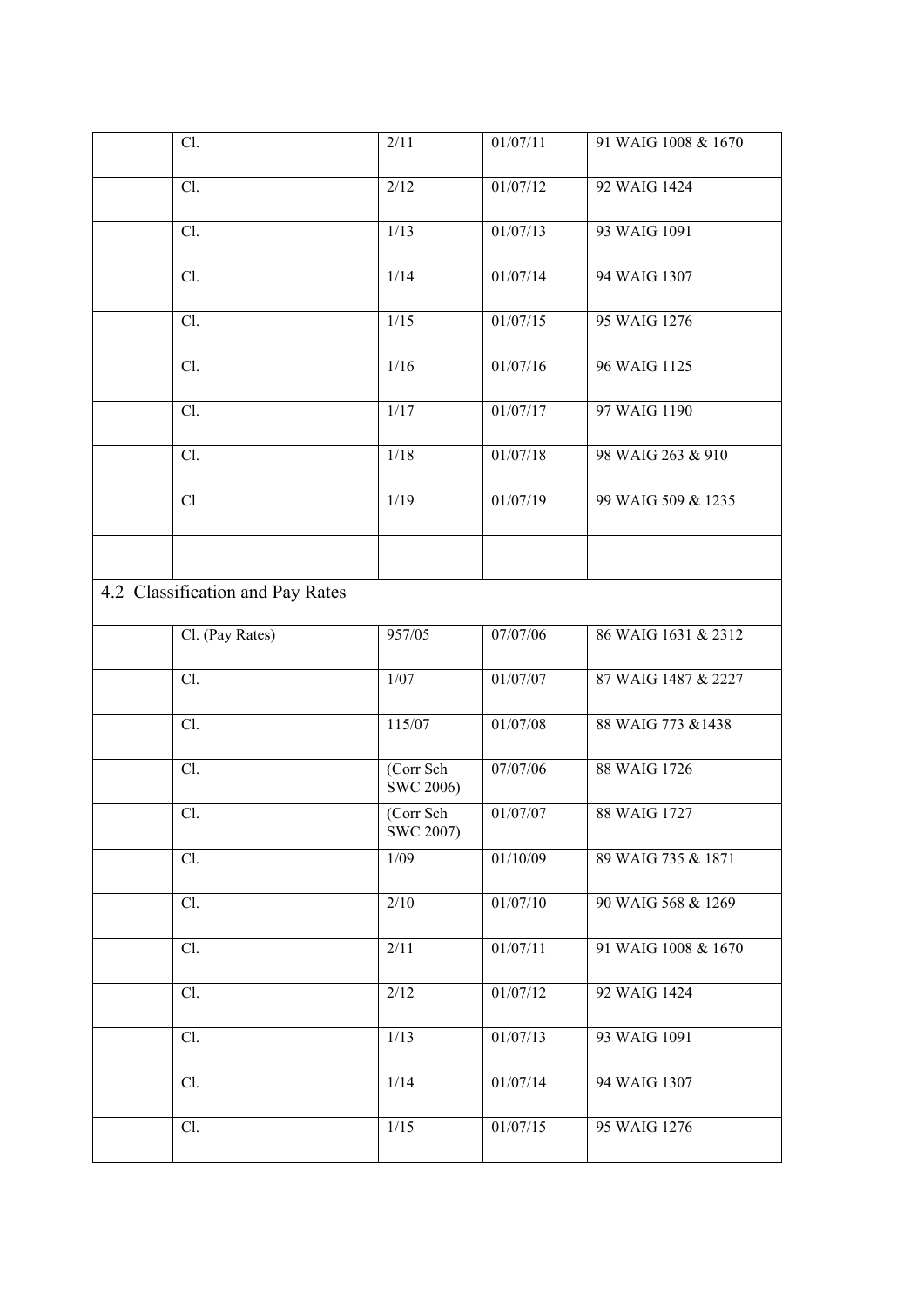| | | | | |
|---|---|---|---|---|
| | Cl. | 2/11 | 01/07/11 | 91 WAIG 1008 & 1670 |
| | Cl. | 2/12 | 01/07/12 | 92 WAIG 1424 |
| | Cl. | 1/13 | 01/07/13 | 93 WAIG 1091 |
| | Cl. | 1/14 | 01/07/14 | 94 WAIG 1307 |
| | Cl. | 1/15 | 01/07/15 | 95 WAIG 1276 |
| | Cl. | 1/16 | 01/07/16 | 96 WAIG 1125 |
| | Cl. | 1/17 | 01/07/17 | 97 WAIG 1190 |
| | Cl. | 1/18 | 01/07/18 | 98 WAIG 263 & 910 |
| | Cl | 1/19 | 01/07/19 | 99 WAIG 509 & 1235 |
| | | | | |
| 4.2 Classification and Pay Rates | | | | |
| | Cl. (Pay Rates) | 957/05 | 07/07/06 | 86 WAIG 1631 & 2312 |
| | Cl. | 1/07 | 01/07/07 | 87 WAIG 1487 & 2227 |
| | Cl. | 115/07 | 01/07/08 | 88 WAIG 773 &1438 |
| | Cl. | (Corr Sch SWC 2006) | 07/07/06 | 88 WAIG 1726 |
| | Cl. | (Corr Sch SWC 2007) | 01/07/07 | 88 WAIG 1727 |
| | Cl. | 1/09 | 01/10/09 | 89 WAIG 735 & 1871 |
| | Cl. | 2/10 | 01/07/10 | 90 WAIG 568 & 1269 |
| | Cl. | 2/11 | 01/07/11 | 91 WAIG 1008 & 1670 |
| | Cl. | 2/12 | 01/07/12 | 92 WAIG 1424 |
| | Cl. | 1/13 | 01/07/13 | 93 WAIG 1091 |
| | Cl. | 1/14 | 01/07/14 | 94 WAIG 1307 |
| | Cl. | 1/15 | 01/07/15 | 95 WAIG 1276 |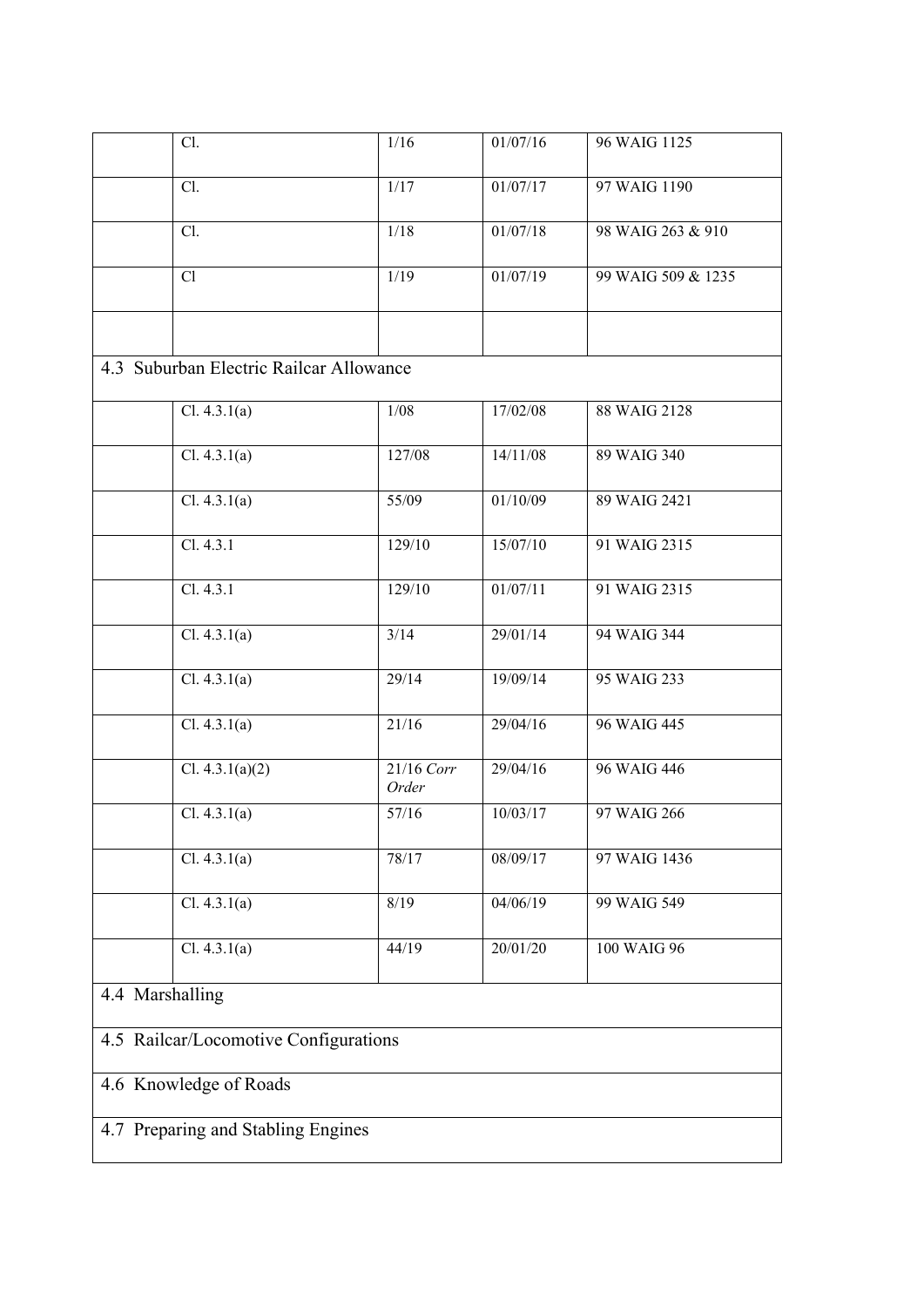| | | | | |
|---|---|---|---|---|
| | Cl. | 1/16 | 01/07/16 | 96 WAIG 1125 |
| | Cl. | 1/17 | 01/07/17 | 97 WAIG 1190 |
| | Cl. | 1/18 | 01/07/18 | 98 WAIG 263 & 910 |
| | Cl | 1/19 | 01/07/19 | 99 WAIG 509 & 1235 |
| | | | | |
| 4.3 Suburban Electric Railcar Allowance | | | | |
| | Cl. 4.3.1(a) | 1/08 | 17/02/08 | 88 WAIG 2128 |
| | Cl. 4.3.1(a) | 127/08 | 14/11/08 | 89 WAIG 340 |
| | Cl. 4.3.1(a) | 55/09 | 01/10/09 | 89 WAIG 2421 |
| | Cl. 4.3.1 | 129/10 | 15/07/10 | 91 WAIG 2315 |
| | Cl. 4.3.1 | 129/10 | 01/07/11 | 91 WAIG 2315 |
| | Cl. 4.3.1(a) | 3/14 | 29/01/14 | 94 WAIG 344 |
| | Cl. 4.3.1(a) | 29/14 | 19/09/14 | 95 WAIG 233 |
| | Cl. 4.3.1(a) | 21/16 | 29/04/16 | 96 WAIG 445 |
| | Cl. 4.3.1(a)(2) | 21/16 *Corr Order* | 29/04/16 | 96 WAIG 446 |
| | Cl. 4.3.1(a) | 57/16 | 10/03/17 | 97 WAIG 266 |
| | Cl. 4.3.1(a) | 78/17 | 08/09/17 | 97 WAIG 1436 |
| | Cl. 4.3.1(a) | 8/19 | 04/06/19 | 99 WAIG 549 |
| | Cl. 4.3.1(a) | 44/19 | 20/01/20 | 100 WAIG 96 |
| 4.4 Marshalling | | | | |
| 4.5 Railcar/Locomotive Configurations | | | | |
| 4.6 Knowledge of Roads | | | | |
| 4.7 Preparing and Stabling Engines | | | | |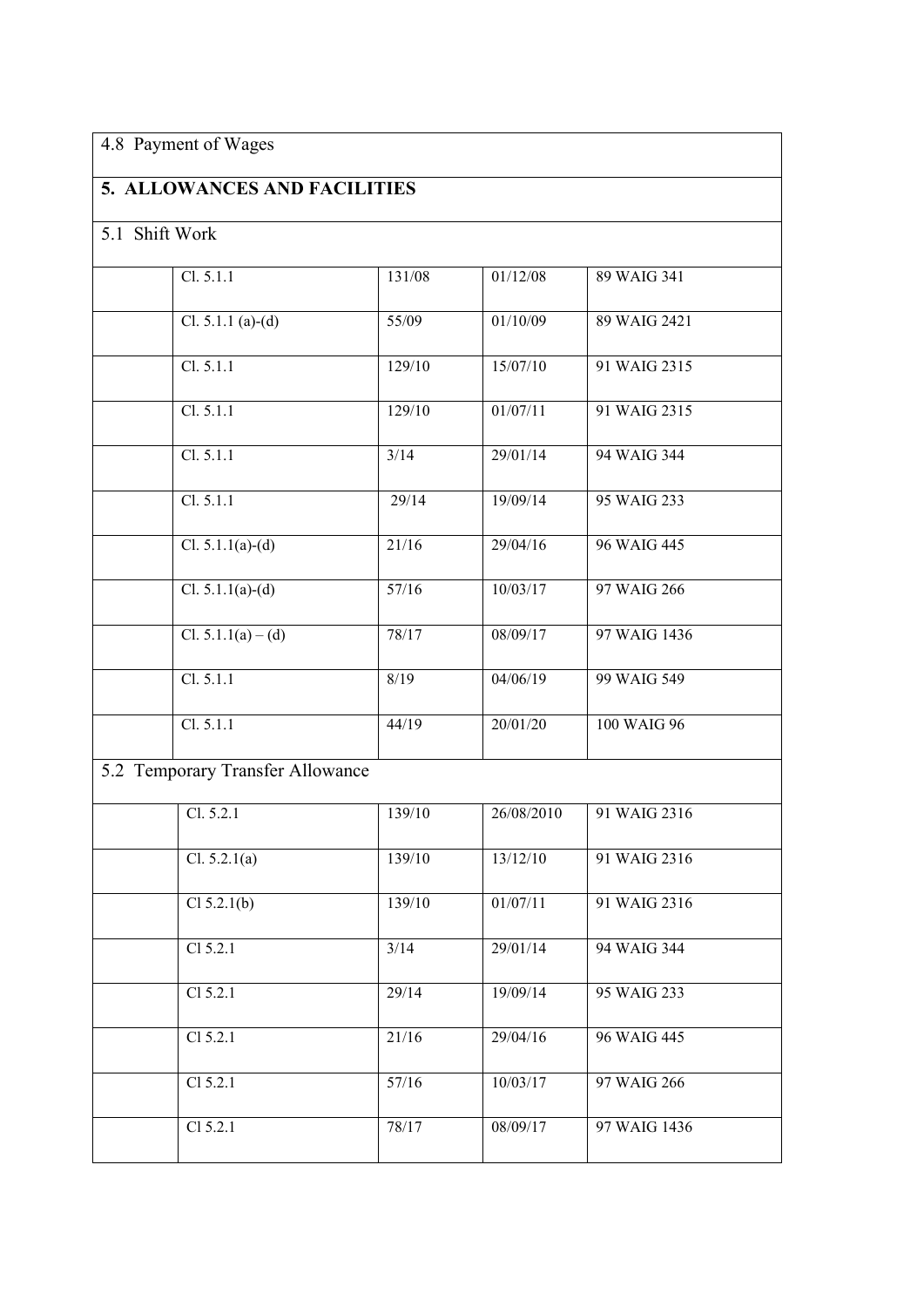| 4.8 Payment of Wages | | | | |
|---|---|---|---|---|
| **5. ALLOWANCES AND FACILITIES** | | | | |
| 5.1 Shift Work | | | | |
| | Cl. 5.1.1 | 131/08 | 01/12/08 | 89 WAIG 341 |
| | Cl. 5.1.1 (a)-(d) | 55/09 | 01/10/09 | 89 WAIG 2421 |
| | Cl. 5.1.1 | 129/10 | 15/07/10 | 91 WAIG 2315 |
| | Cl. 5.1.1 | 129/10 | 01/07/11 | 91 WAIG 2315 |
| | Cl. 5.1.1 | 3/14 | 29/01/14 | 94 WAIG 344 |
| | Cl. 5.1.1 | 29/14 | 19/09/14 | 95 WAIG 233 |
| | Cl. 5.1.1(a)-(d) | 21/16 | 29/04/16 | 96 WAIG 445 |
| | Cl. 5.1.1(a)-(d) | 57/16 | 10/03/17 | 97 WAIG 266 |
| | Cl. 5.1.1(a) – (d) | 78/17 | 08/09/17 | 97 WAIG 1436 |
| | Cl. 5.1.1 | 8/19 | 04/06/19 | 99 WAIG 549 |
| | Cl. 5.1.1 | 44/19 | 20/01/20 | 100 WAIG 96 |
| 5.2 Temporary Transfer Allowance | | | | |
| | Cl. 5.2.1 | 139/10 | 26/08/2010 | 91 WAIG 2316 |
| | Cl. 5.2.1(a) | 139/10 | 13/12/10 | 91 WAIG 2316 |
| | Cl 5.2.1(b) | 139/10 | 01/07/11 | 91 WAIG 2316 |
| | Cl 5.2.1 | 3/14 | 29/01/14 | 94 WAIG 344 |
| | Cl 5.2.1 | 29/14 | 19/09/14 | 95 WAIG 233 |
| | Cl 5.2.1 | 21/16 | 29/04/16 | 96 WAIG 445 |
| | Cl 5.2.1 | 57/16 | 10/03/17 | 97 WAIG 266 |
| | Cl 5.2.1 | 78/17 | 08/09/17 | 97 WAIG 1436 |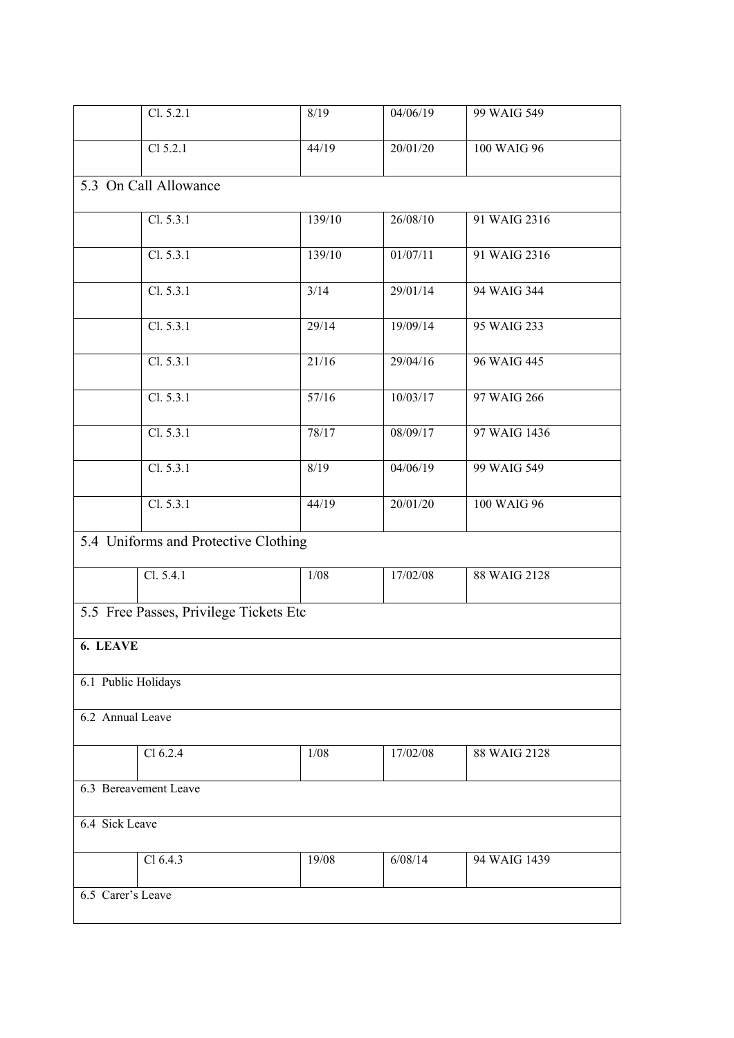| | Cl. 5.2.1 | 8/19 | 04/06/19 | 99 WAIG 549 |
|---|---|---|---|---|
| | Cl 5.2.1 | 44/19 | 20/01/20 | 100 WAIG 96 |
| 5.3 On Call Allowance | | | | |
| | Cl. 5.3.1 | 139/10 | 26/08/10 | 91 WAIG 2316 |
| | Cl. 5.3.1 | 139/10 | 01/07/11 | 91 WAIG 2316 |
| | Cl. 5.3.1 | 3/14 | 29/01/14 | 94 WAIG 344 |
| | Cl. 5.3.1 | 29/14 | 19/09/14 | 95 WAIG 233 |
| | Cl. 5.3.1 | 21/16 | 29/04/16 | 96 WAIG 445 |
| | Cl. 5.3.1 | 57/16 | 10/03/17 | 97 WAIG 266 |
| | Cl. 5.3.1 | 78/17 | 08/09/17 | 97 WAIG 1436 |
| | Cl. 5.3.1 | 8/19 | 04/06/19 | 99 WAIG 549 |
| | Cl. 5.3.1 | 44/19 | 20/01/20 | 100 WAIG 96 |
| 5.4 Uniforms and Protective Clothing | | | | |
| | Cl. 5.4.1 | 1/08 | 17/02/08 | 88 WAIG 2128 |
| 5.5 Free Passes, Privilege Tickets Etc | | | | |
| **6. LEAVE** | | | | |
| 6.1 Public Holidays | | | | |
| 6.2 Annual Leave | | | | |
| | Cl 6.2.4 | 1/08 | 17/02/08 | 88 WAIG 2128 |
| 6.3 Bereavement Leave | | | | |
| 6.4 Sick Leave | | | | |
| | Cl 6.4.3 | 19/08 | 6/08/14 | 94 WAIG 1439 |
| 6.5 Carer's Leave | | | | |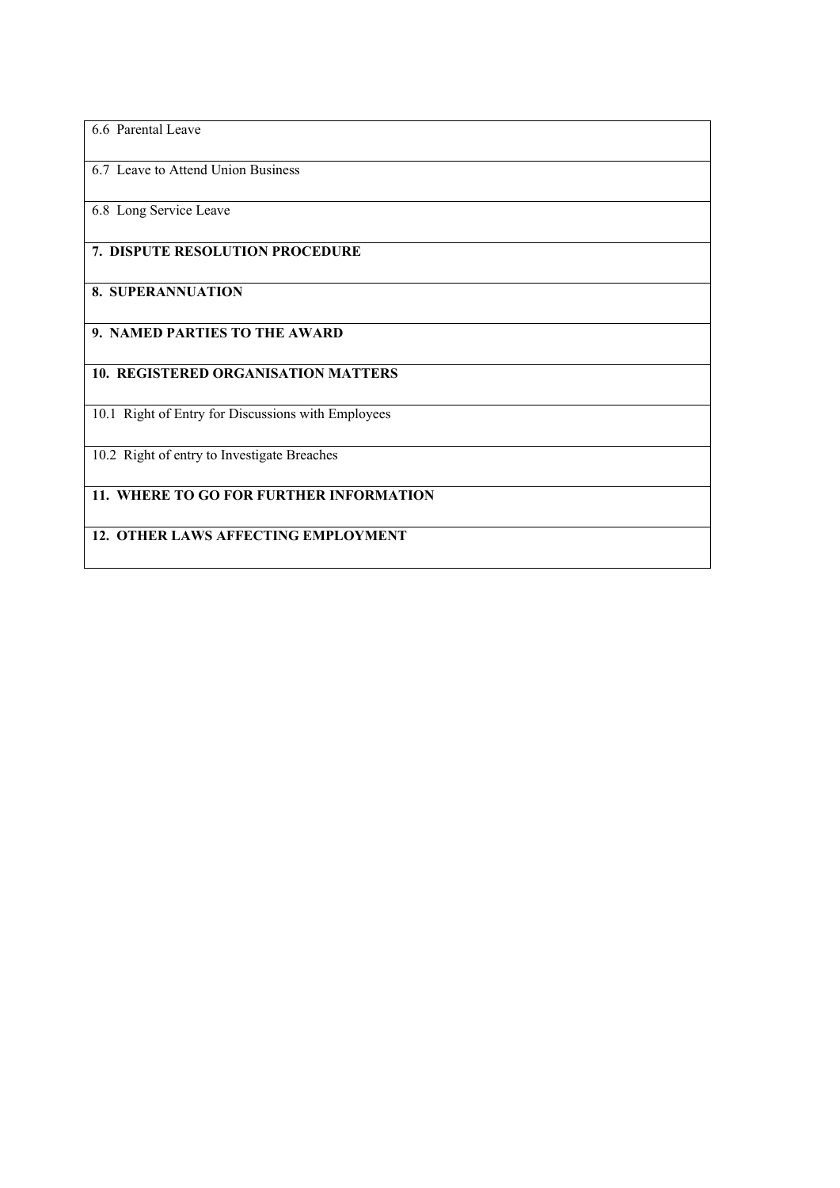| |
|---|
| 6.6 Parental Leave |
| 6.7 Leave to Attend Union Business |
| 6.8 Long Service Leave |
| **7. DISPUTE RESOLUTION PROCEDURE** |
| **8. SUPERANNUATION** |
| **9. NAMED PARTIES TO THE AWARD** |
| **10. REGISTERED ORGANISATION MATTERS** |
| 10.1 Right of Entry for Discussions with Employees |
| 10.2 Right of entry to Investigate Breaches |
| **11. WHERE TO GO FOR FURTHER INFORMATION** |
| **12. OTHER LAWS AFFECTING EMPLOYMENT** |